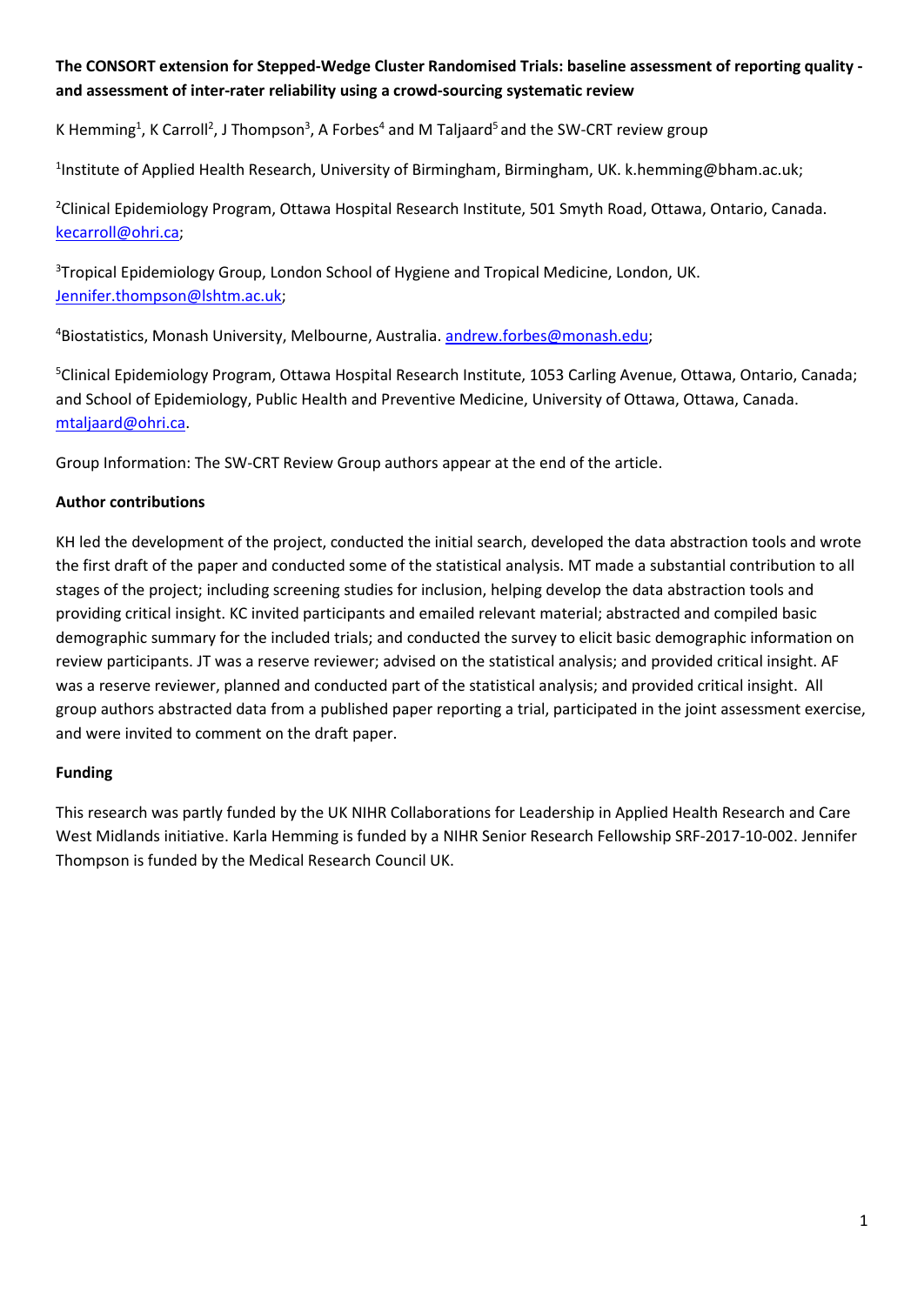**The CONSORT extension for Stepped-Wedge Cluster Randomised Trials: baseline assessment of reporting quality - and assessment of inter-rater reliability using a crowd-sourcing systematic review**

K Hemming[1], K Carroll[2], J Thompson[3], A Forbes[4] and M Taljaard[5] and the SW-CRT review group

[1]Institute of Applied Health Research, University of Birmingham, Birmingham, UK. k.hemming@bham.ac.uk;

[2]Clinical Epidemiology Program, Ottawa Hospital Research Institute, 501 Smyth Road, Ottawa, Ontario, Canada. kecarroll@ohri.ca;

[3]Tropical Epidemiology Group, London School of Hygiene and Tropical Medicine, London, UK. Jennifer.thompson@lshtm.ac.uk;

[4]Biostatistics, Monash University, Melbourne, Australia. andrew.forbes@monash.edu;

[5]Clinical Epidemiology Program, Ottawa Hospital Research Institute, 1053 Carling Avenue, Ottawa, Ontario, Canada; and School of Epidemiology, Public Health and Preventive Medicine, University of Ottawa, Ottawa, Canada. mtaljaard@ohri.ca.

Group Information: The SW-CRT Review Group authors appear at the end of the article.

**Author contributions**

KH led the development of the project, conducted the initial search, developed the data abstraction tools and wrote the first draft of the paper and conducted some of the statistical analysis. MT made a substantial contribution to all stages of the project; including screening studies for inclusion, helping develop the data abstraction tools and providing critical insight. KC invited participants and emailed relevant material; abstracted and compiled basic demographic summary for the included trials; and conducted the survey to elicit basic demographic information on review participants. JT was a reserve reviewer; advised on the statistical analysis; and provided critical insight. AF was a reserve reviewer, planned and conducted part of the statistical analysis; and provided critical insight. All group authors abstracted data from a published paper reporting a trial, participated in the joint assessment exercise, and were invited to comment on the draft paper.

**Funding**

This research was partly funded by the UK NIHR Collaborations for Leadership in Applied Health Research and Care West Midlands initiative. Karla Hemming is funded by a NIHR Senior Research Fellowship SRF-2017-10-002. Jennifer Thompson is funded by the Medical Research Council UK.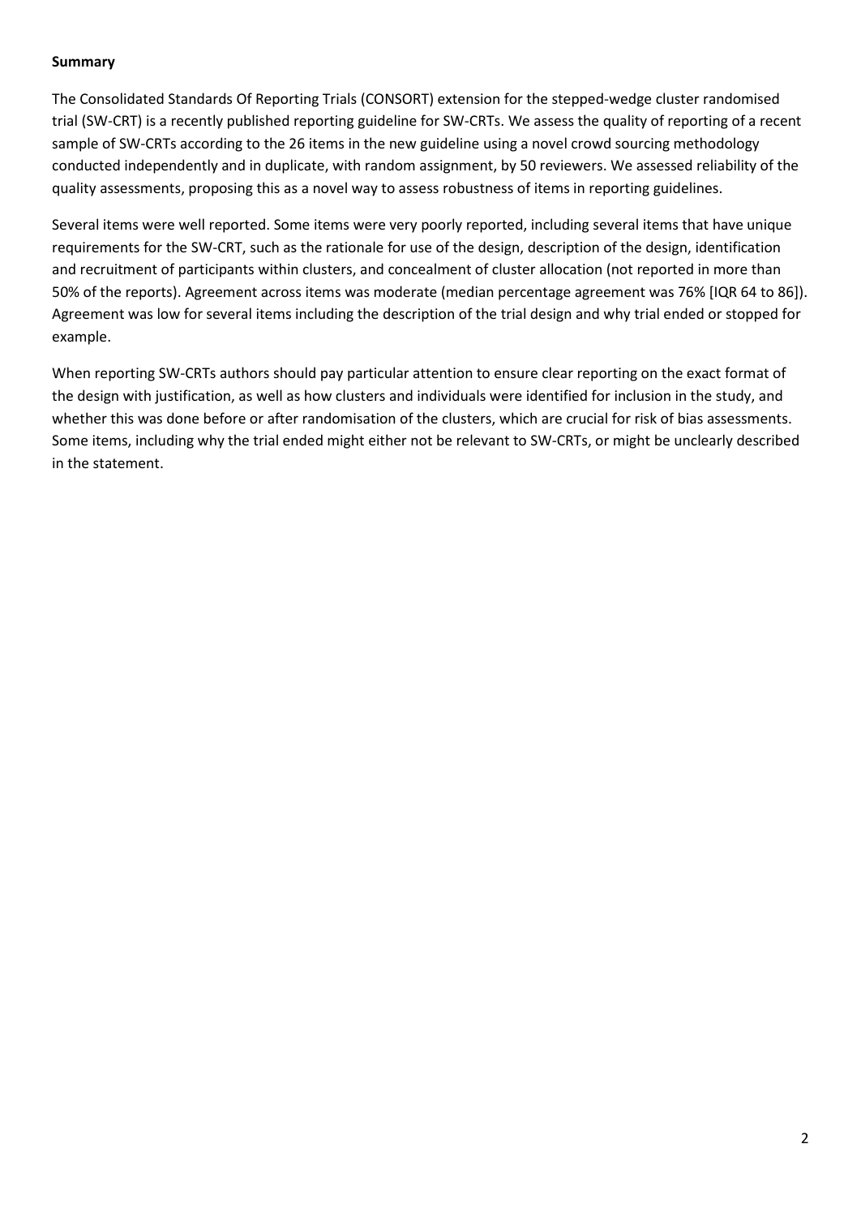**Summary**

The Consolidated Standards Of Reporting Trials (CONSORT) extension for the stepped-wedge cluster randomised trial (SW-CRT) is a recently published reporting guideline for SW-CRTs. We assess the quality of reporting of a recent sample of SW-CRTs according to the 26 items in the new guideline using a novel crowd sourcing methodology conducted independently and in duplicate, with random assignment, by 50 reviewers. We assessed reliability of the quality assessments, proposing this as a novel way to assess robustness of items in reporting guidelines.

Several items were well reported. Some items were very poorly reported, including several items that have unique requirements for the SW-CRT, such as the rationale for use of the design, description of the design, identification and recruitment of participants within clusters, and concealment of cluster allocation (not reported in more than 50% of the reports). Agreement across items was moderate (median percentage agreement was 76% [IQR 64 to 86]). Agreement was low for several items including the description of the trial design and why trial ended or stopped for example.

When reporting SW-CRTs authors should pay particular attention to ensure clear reporting on the exact format of the design with justification, as well as how clusters and individuals were identified for inclusion in the study, and whether this was done before or after randomisation of the clusters, which are crucial for risk of bias assessments. Some items, including why the trial ended might either not be relevant to SW-CRTs, or might be unclearly described in the statement.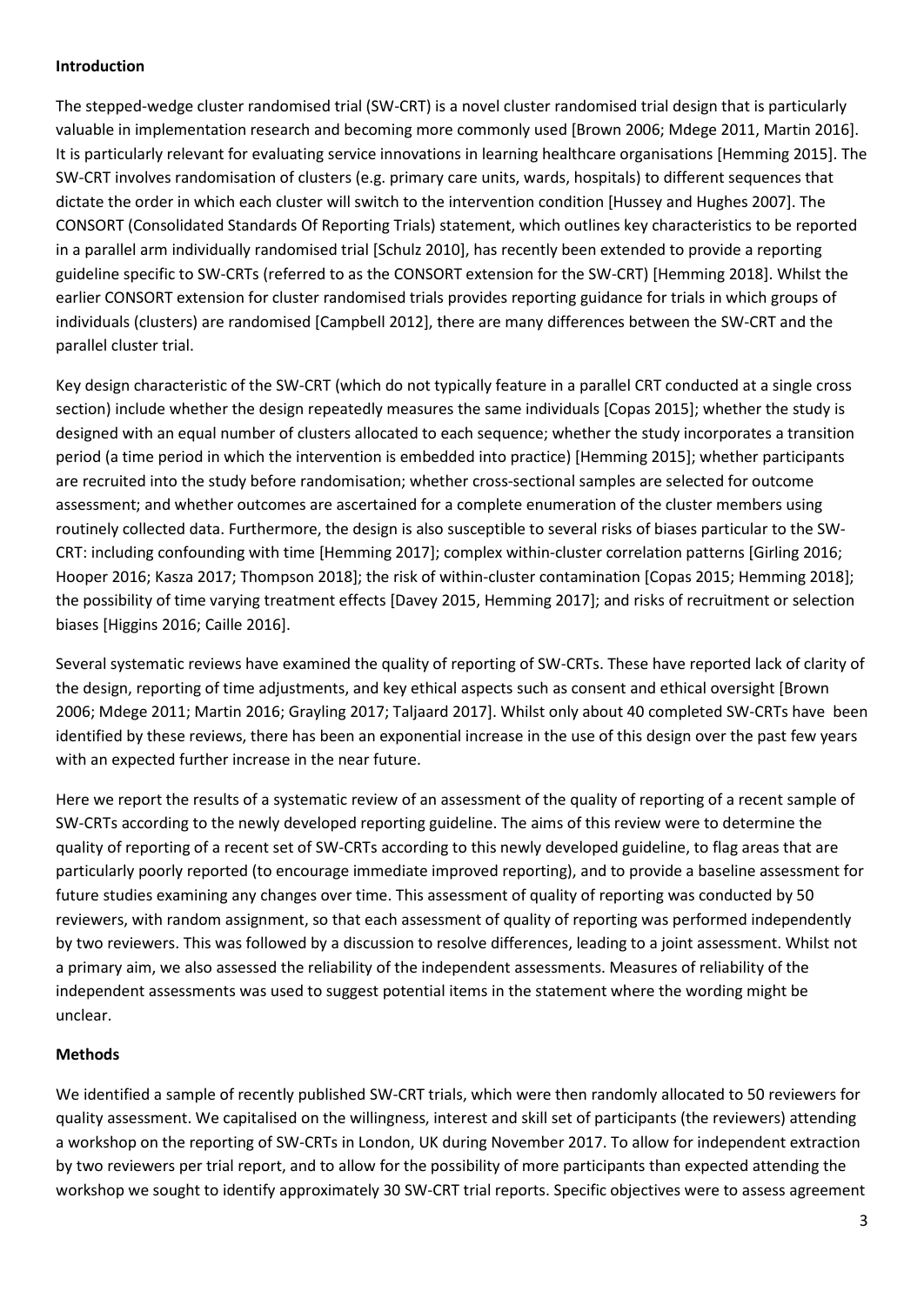**Introduction**

The stepped-wedge cluster randomised trial (SW-CRT) is a novel cluster randomised trial design that is particularly valuable in implementation research and becoming more commonly used [Brown 2006; Mdege 2011, Martin 2016]. It is particularly relevant for evaluating service innovations in learning healthcare organisations [Hemming 2015]. The SW-CRT involves randomisation of clusters (e.g. primary care units, wards, hospitals) to different sequences that dictate the order in which each cluster will switch to the intervention condition [Hussey and Hughes 2007]. The CONSORT (Consolidated Standards Of Reporting Trials) statement, which outlines key characteristics to be reported in a parallel arm individually randomised trial [Schulz 2010], has recently been extended to provide a reporting guideline specific to SW-CRTs (referred to as the CONSORT extension for the SW-CRT) [Hemming 2018]. Whilst the earlier CONSORT extension for cluster randomised trials provides reporting guidance for trials in which groups of individuals (clusters) are randomised [Campbell 2012], there are many differences between the SW-CRT and the parallel cluster trial.

Key design characteristic of the SW-CRT (which do not typically feature in a parallel CRT conducted at a single cross section) include whether the design repeatedly measures the same individuals [Copas 2015]; whether the study is designed with an equal number of clusters allocated to each sequence; whether the study incorporates a transition period (a time period in which the intervention is embedded into practice) [Hemming 2015]; whether participants are recruited into the study before randomisation; whether cross-sectional samples are selected for outcome assessment; and whether outcomes are ascertained for a complete enumeration of the cluster members using routinely collected data. Furthermore, the design is also susceptible to several risks of biases particular to the SW-CRT: including confounding with time [Hemming 2017]; complex within-cluster correlation patterns [Girling 2016; Hooper 2016; Kasza 2017; Thompson 2018]; the risk of within-cluster contamination [Copas 2015; Hemming 2018]; the possibility of time varying treatment effects [Davey 2015, Hemming 2017]; and risks of recruitment or selection biases [Higgins 2016; Caille 2016].

Several systematic reviews have examined the quality of reporting of SW-CRTs. These have reported lack of clarity of the design, reporting of time adjustments, and key ethical aspects such as consent and ethical oversight [Brown 2006; Mdege 2011; Martin 2016; Grayling 2017; Taljaard 2017]. Whilst only about 40 completed SW-CRTs have been identified by these reviews, there has been an exponential increase in the use of this design over the past few years with an expected further increase in the near future.

Here we report the results of a systematic review of an assessment of the quality of reporting of a recent sample of SW-CRTs according to the newly developed reporting guideline. The aims of this review were to determine the quality of reporting of a recent set of SW-CRTs according to this newly developed guideline, to flag areas that are particularly poorly reported (to encourage immediate improved reporting), and to provide a baseline assessment for future studies examining any changes over time. This assessment of quality of reporting was conducted by 50 reviewers, with random assignment, so that each assessment of quality of reporting was performed independently by two reviewers. This was followed by a discussion to resolve differences, leading to a joint assessment. Whilst not a primary aim, we also assessed the reliability of the independent assessments. Measures of reliability of the independent assessments was used to suggest potential items in the statement where the wording might be unclear.

**Methods**

We identified a sample of recently published SW-CRT trials, which were then randomly allocated to 50 reviewers for quality assessment. We capitalised on the willingness, interest and skill set of participants (the reviewers) attending a workshop on the reporting of SW-CRTs in London, UK during November 2017. To allow for independent extraction by two reviewers per trial report, and to allow for the possibility of more participants than expected attending the workshop we sought to identify approximately 30 SW-CRT trial reports. Specific objectives were to assess agreement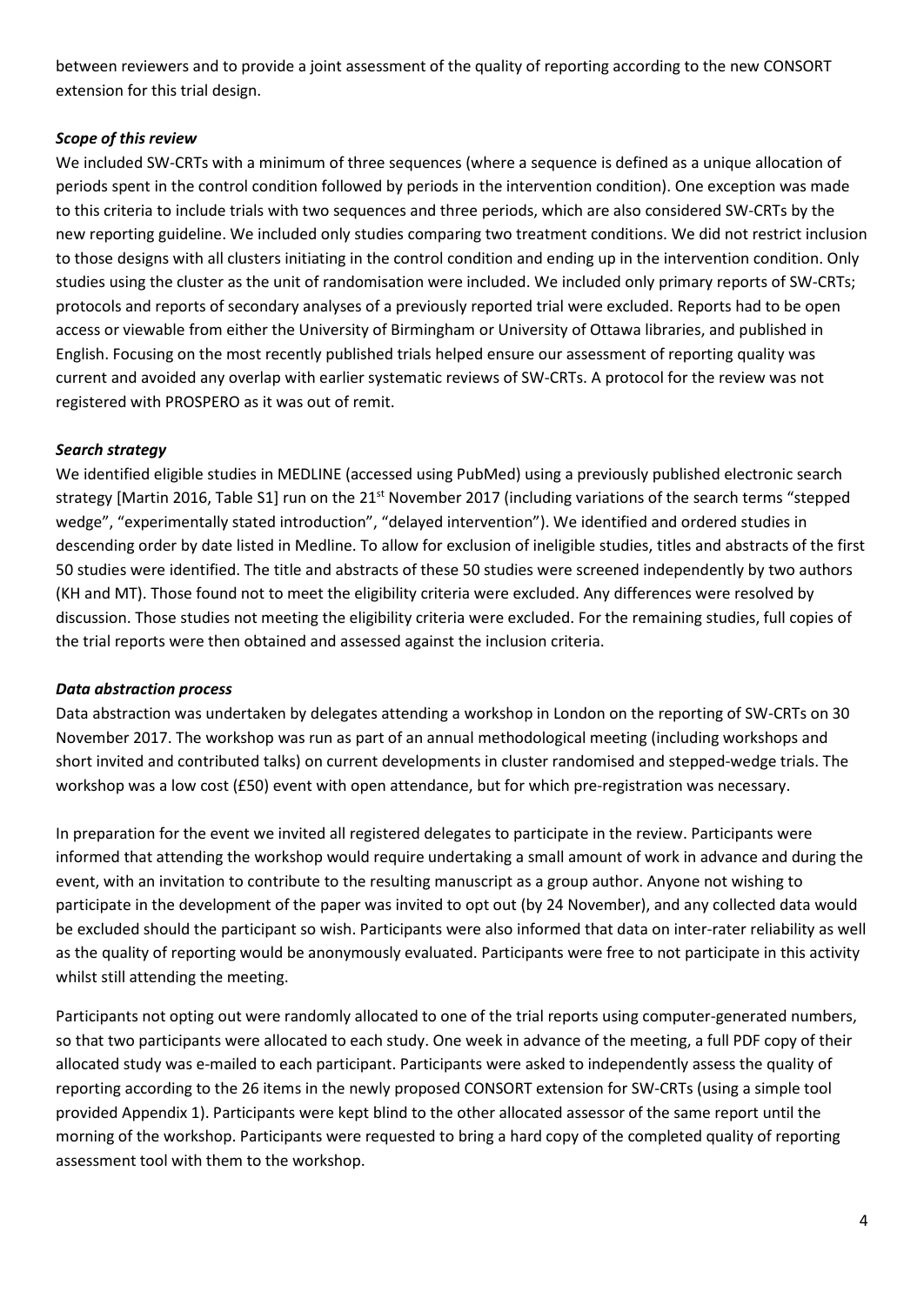between reviewers and to provide a joint assessment of the quality of reporting according to the new CONSORT extension for this trial design.

### *Scope of this review*

We included SW-CRTs with a minimum of three sequences (where a sequence is defined as a unique allocation of periods spent in the control condition followed by periods in the intervention condition). One exception was made to this criteria to include trials with two sequences and three periods, which are also considered SW-CRTs by the new reporting guideline. We included only studies comparing two treatment conditions. We did not restrict inclusion to those designs with all clusters initiating in the control condition and ending up in the intervention condition. Only studies using the cluster as the unit of randomisation were included. We included only primary reports of SW-CRTs; protocols and reports of secondary analyses of a previously reported trial were excluded. Reports had to be open access or viewable from either the University of Birmingham or University of Ottawa libraries, and published in English. Focusing on the most recently published trials helped ensure our assessment of reporting quality was current and avoided any overlap with earlier systematic reviews of SW-CRTs. A protocol for the review was not registered with PROSPERO as it was out of remit.

### *Search strategy*

We identified eligible studies in MEDLINE (accessed using PubMed) using a previously published electronic search strategy [Martin 2016, Table S1] run on the 21st November 2017 (including variations of the search terms "stepped wedge", "experimentally stated introduction", "delayed intervention"). We identified and ordered studies in descending order by date listed in Medline. To allow for exclusion of ineligible studies, titles and abstracts of the first 50 studies were identified. The title and abstracts of these 50 studies were screened independently by two authors (KH and MT). Those found not to meet the eligibility criteria were excluded. Any differences were resolved by discussion. Those studies not meeting the eligibility criteria were excluded. For the remaining studies, full copies of the trial reports were then obtained and assessed against the inclusion criteria.

### *Data abstraction process*

Data abstraction was undertaken by delegates attending a workshop in London on the reporting of SW-CRTs on 30 November 2017. The workshop was run as part of an annual methodological meeting (including workshops and short invited and contributed talks) on current developments in cluster randomised and stepped-wedge trials. The workshop was a low cost (£50) event with open attendance, but for which pre-registration was necessary.

In preparation for the event we invited all registered delegates to participate in the review. Participants were informed that attending the workshop would require undertaking a small amount of work in advance and during the event, with an invitation to contribute to the resulting manuscript as a group author. Anyone not wishing to participate in the development of the paper was invited to opt out (by 24 November), and any collected data would be excluded should the participant so wish. Participants were also informed that data on inter-rater reliability as well as the quality of reporting would be anonymously evaluated. Participants were free to not participate in this activity whilst still attending the meeting.

Participants not opting out were randomly allocated to one of the trial reports using computer-generated numbers, so that two participants were allocated to each study. One week in advance of the meeting, a full PDF copy of their allocated study was e-mailed to each participant. Participants were asked to independently assess the quality of reporting according to the 26 items in the newly proposed CONSORT extension for SW-CRTs (using a simple tool provided Appendix 1). Participants were kept blind to the other allocated assessor of the same report until the morning of the workshop. Participants were requested to bring a hard copy of the completed quality of reporting assessment tool with them to the workshop.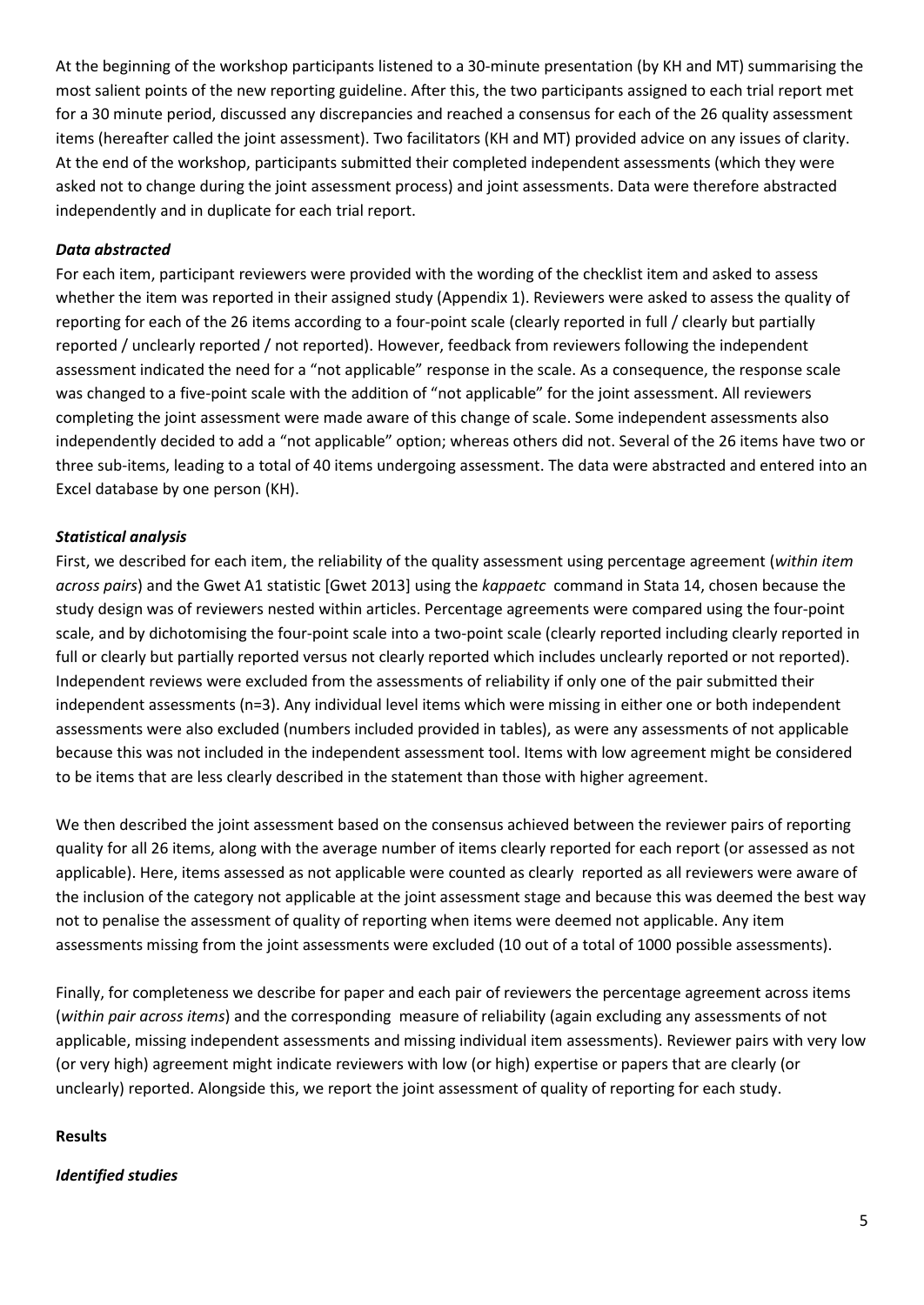At the beginning of the workshop participants listened to a 30-minute presentation (by KH and MT) summarising the most salient points of the new reporting guideline. After this, the two participants assigned to each trial report met for a 30 minute period, discussed any discrepancies and reached a consensus for each of the 26 quality assessment items (hereafter called the joint assessment). Two facilitators (KH and MT) provided advice on any issues of clarity. At the end of the workshop, participants submitted their completed independent assessments (which they were asked not to change during the joint assessment process) and joint assessments. Data were therefore abstracted independently and in duplicate for each trial report.

### *Data abstracted*

For each item, participant reviewers were provided with the wording of the checklist item and asked to assess whether the item was reported in their assigned study (Appendix 1). Reviewers were asked to assess the quality of reporting for each of the 26 items according to a four-point scale (clearly reported in full / clearly but partially reported / unclearly reported / not reported). However, feedback from reviewers following the independent assessment indicated the need for a "not applicable" response in the scale. As a consequence, the response scale was changed to a five-point scale with the addition of "not applicable" for the joint assessment. All reviewers completing the joint assessment were made aware of this change of scale. Some independent assessments also independently decided to add a "not applicable" option; whereas others did not. Several of the 26 items have two or three sub-items, leading to a total of 40 items undergoing assessment. The data were abstracted and entered into an Excel database by one person (KH).

### *Statistical analysis*

First, we described for each item, the reliability of the quality assessment using percentage agreement (*within item across pairs*) and the Gwet A1 statistic [Gwet 2013] using the *kappaetc* command in Stata 14, chosen because the study design was of reviewers nested within articles. Percentage agreements were compared using the four-point scale, and by dichotomising the four-point scale into a two-point scale (clearly reported including clearly reported in full or clearly but partially reported versus not clearly reported which includes unclearly reported or not reported). Independent reviews were excluded from the assessments of reliability if only one of the pair submitted their independent assessments (n=3). Any individual level items which were missing in either one or both independent assessments were also excluded (numbers included provided in tables), as were any assessments of not applicable because this was not included in the independent assessment tool. Items with low agreement might be considered to be items that are less clearly described in the statement than those with higher agreement.

We then described the joint assessment based on the consensus achieved between the reviewer pairs of reporting quality for all 26 items, along with the average number of items clearly reported for each report (or assessed as not applicable). Here, items assessed as not applicable were counted as clearly reported as all reviewers were aware of the inclusion of the category not applicable at the joint assessment stage and because this was deemed the best way not to penalise the assessment of quality of reporting when items were deemed not applicable. Any item assessments missing from the joint assessments were excluded (10 out of a total of 1000 possible assessments).

Finally, for completeness we describe for paper and each pair of reviewers the percentage agreement across items (*within pair across items*) and the corresponding measure of reliability (again excluding any assessments of not applicable, missing independent assessments and missing individual item assessments). Reviewer pairs with very low (or very high) agreement might indicate reviewers with low (or high) expertise or papers that are clearly (or unclearly) reported. Alongside this, we report the joint assessment of quality of reporting for each study.

## **Results**

### *Identified studies*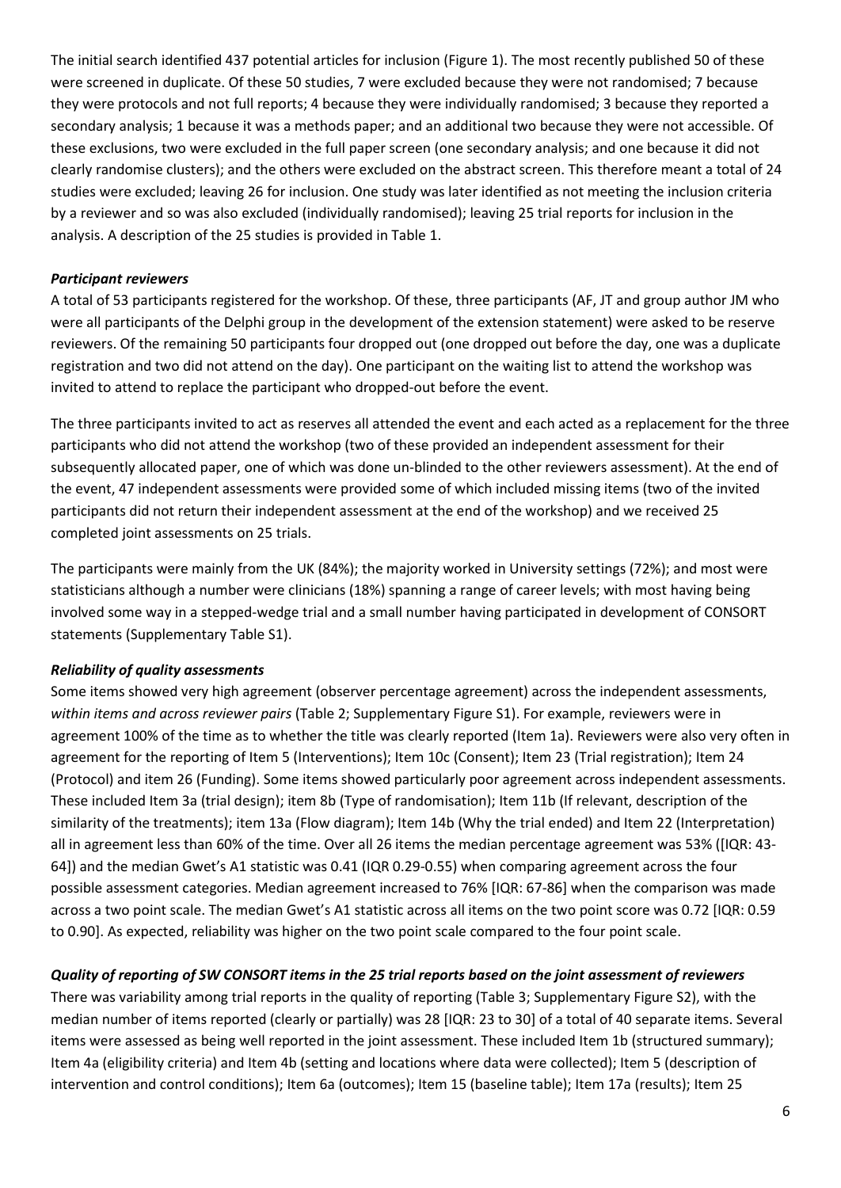The initial search identified 437 potential articles for inclusion (Figure 1). The most recently published 50 of these were screened in duplicate. Of these 50 studies, 7 were excluded because they were not randomised; 7 because they were protocols and not full reports; 4 because they were individually randomised; 3 because they reported a secondary analysis; 1 because it was a methods paper; and an additional two because they were not accessible. Of these exclusions, two were excluded in the full paper screen (one secondary analysis; and one because it did not clearly randomise clusters); and the others were excluded on the abstract screen. This therefore meant a total of 24 studies were excluded; leaving 26 for inclusion. One study was later identified as not meeting the inclusion criteria by a reviewer and so was also excluded (individually randomised); leaving 25 trial reports for inclusion in the analysis. A description of the 25 studies is provided in Table 1.

### *Participant reviewers*

A total of 53 participants registered for the workshop. Of these, three participants (AF, JT and group author JM who were all participants of the Delphi group in the development of the extension statement) were asked to be reserve reviewers. Of the remaining 50 participants four dropped out (one dropped out before the day, one was a duplicate registration and two did not attend on the day). One participant on the waiting list to attend the workshop was invited to attend to replace the participant who dropped-out before the event.

The three participants invited to act as reserves all attended the event and each acted as a replacement for the three participants who did not attend the workshop (two of these provided an independent assessment for their subsequently allocated paper, one of which was done un-blinded to the other reviewers assessment). At the end of the event, 47 independent assessments were provided some of which included missing items (two of the invited participants did not return their independent assessment at the end of the workshop) and we received 25 completed joint assessments on 25 trials.

The participants were mainly from the UK (84%); the majority worked in University settings (72%); and most were statisticians although a number were clinicians (18%) spanning a range of career levels; with most having being involved some way in a stepped-wedge trial and a small number having participated in development of CONSORT statements (Supplementary Table S1).

### *Reliability of quality assessments*

Some items showed very high agreement (observer percentage agreement) across the independent assessments, *within items and across reviewer pairs* (Table 2; Supplementary Figure S1). For example, reviewers were in agreement 100% of the time as to whether the title was clearly reported (Item 1a). Reviewers were also very often in agreement for the reporting of Item 5 (Interventions); Item 10c (Consent); Item 23 (Trial registration); Item 24 (Protocol) and item 26 (Funding). Some items showed particularly poor agreement across independent assessments. These included Item 3a (trial design); item 8b (Type of randomisation); Item 11b (If relevant, description of the similarity of the treatments); item 13a (Flow diagram); Item 14b (Why the trial ended) and Item 22 (Interpretation) all in agreement less than 60% of the time. Over all 26 items the median percentage agreement was 53% ([IQR: 43-64]) and the median Gwet's A1 statistic was 0.41 (IQR 0.29-0.55) when comparing agreement across the four possible assessment categories. Median agreement increased to 76% [IQR: 67-86] when the comparison was made across a two point scale. The median Gwet's A1 statistic across all items on the two point score was 0.72 [IQR: 0.59 to 0.90]. As expected, reliability was higher on the two point scale compared to the four point scale.

### *Quality of reporting of SW CONSORT items in the 25 trial reports based on the joint assessment of reviewers*

There was variability among trial reports in the quality of reporting (Table 3; Supplementary Figure S2), with the median number of items reported (clearly or partially) was 28 [IQR: 23 to 30] of a total of 40 separate items. Several items were assessed as being well reported in the joint assessment. These included Item 1b (structured summary); Item 4a (eligibility criteria) and Item 4b (setting and locations where data were collected); Item 5 (description of intervention and control conditions); Item 6a (outcomes); Item 15 (baseline table); Item 17a (results); Item 25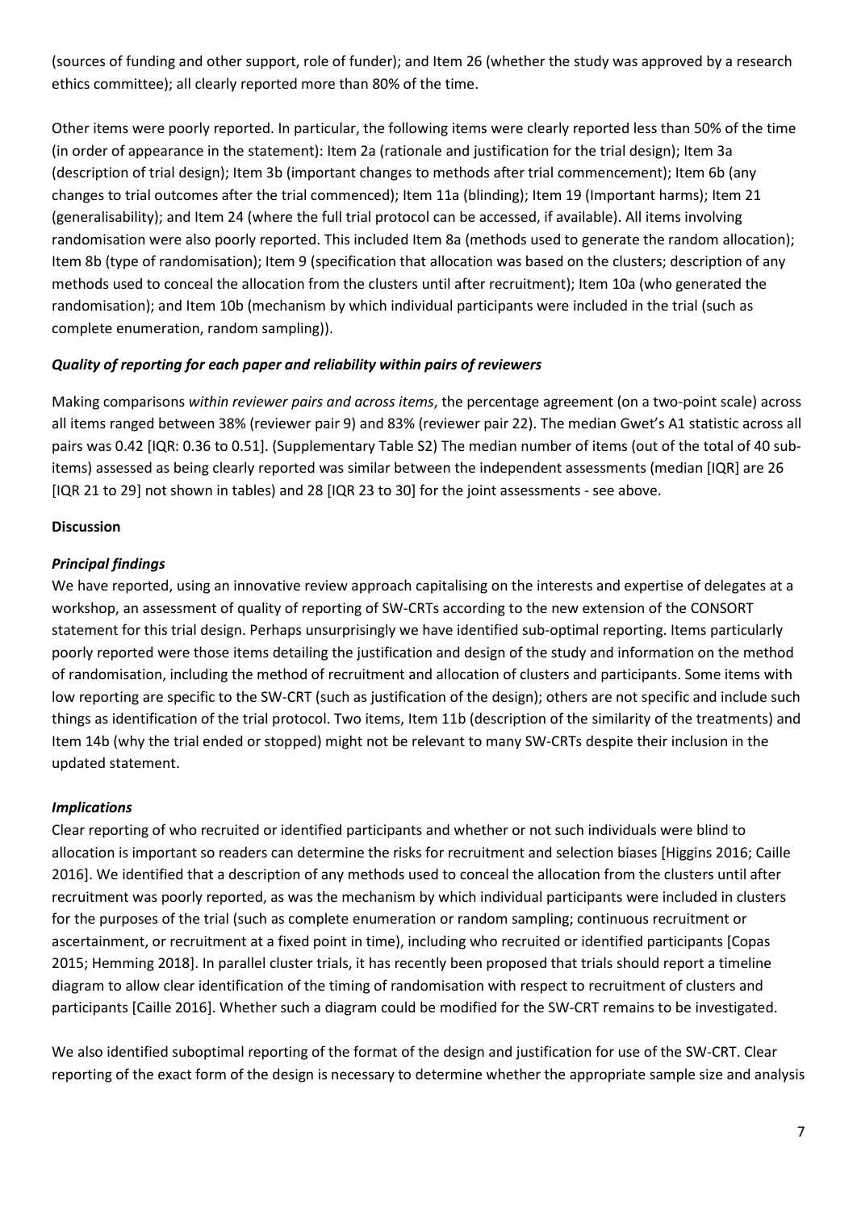(sources of funding and other support, role of funder); and Item 26 (whether the study was approved by a research ethics committee); all clearly reported more than 80% of the time.

Other items were poorly reported. In particular, the following items were clearly reported less than 50% of the time (in order of appearance in the statement): Item 2a (rationale and justification for the trial design); Item 3a (description of trial design); Item 3b (important changes to methods after trial commencement); Item 6b (any changes to trial outcomes after the trial commenced); Item 11a (blinding); Item 19 (Important harms); Item 21 (generalisability); and Item 24 (where the full trial protocol can be accessed, if available). All items involving randomisation were also poorly reported. This included Item 8a (methods used to generate the random allocation); Item 8b (type of randomisation); Item 9 (specification that allocation was based on the clusters; description of any methods used to conceal the allocation from the clusters until after recruitment); Item 10a (who generated the randomisation); and Item 10b (mechanism by which individual participants were included in the trial (such as complete enumeration, random sampling)).

### *Quality of reporting for each paper and reliability within pairs of reviewers*

Making comparisons *within reviewer pairs and across items*, the percentage agreement (on a two-point scale) across all items ranged between 38% (reviewer pair 9) and 83% (reviewer pair 22). The median Gwet's A1 statistic across all pairs was 0.42 [IQR: 0.36 to 0.51]. (Supplementary Table S2) The median number of items (out of the total of 40 sub-items) assessed as being clearly reported was similar between the independent assessments (median [IQR] are 26 [IQR 21 to 29] not shown in tables) and 28 [IQR 23 to 30] for the joint assessments - see above.

## **Discussion**

### *Principal findings*

We have reported, using an innovative review approach capitalising on the interests and expertise of delegates at a workshop, an assessment of quality of reporting of SW-CRTs according to the new extension of the CONSORT statement for this trial design. Perhaps unsurprisingly we have identified sub-optimal reporting. Items particularly poorly reported were those items detailing the justification and design of the study and information on the method of randomisation, including the method of recruitment and allocation of clusters and participants. Some items with low reporting are specific to the SW-CRT (such as justification of the design); others are not specific and include such things as identification of the trial protocol. Two items, Item 11b (description of the similarity of the treatments) and Item 14b (why the trial ended or stopped) might not be relevant to many SW-CRTs despite their inclusion in the updated statement.

### *Implications*

Clear reporting of who recruited or identified participants and whether or not such individuals were blind to allocation is important so readers can determine the risks for recruitment and selection biases [Higgins 2016; Caille 2016]. We identified that a description of any methods used to conceal the allocation from the clusters until after recruitment was poorly reported, as was the mechanism by which individual participants were included in clusters for the purposes of the trial (such as complete enumeration or random sampling; continuous recruitment or ascertainment, or recruitment at a fixed point in time), including who recruited or identified participants [Copas 2015; Hemming 2018]. In parallel cluster trials, it has recently been proposed that trials should report a timeline diagram to allow clear identification of the timing of randomisation with respect to recruitment of clusters and participants [Caille 2016]. Whether such a diagram could be modified for the SW-CRT remains to be investigated.

We also identified suboptimal reporting of the format of the design and justification for use of the SW-CRT. Clear reporting of the exact form of the design is necessary to determine whether the appropriate sample size and analysis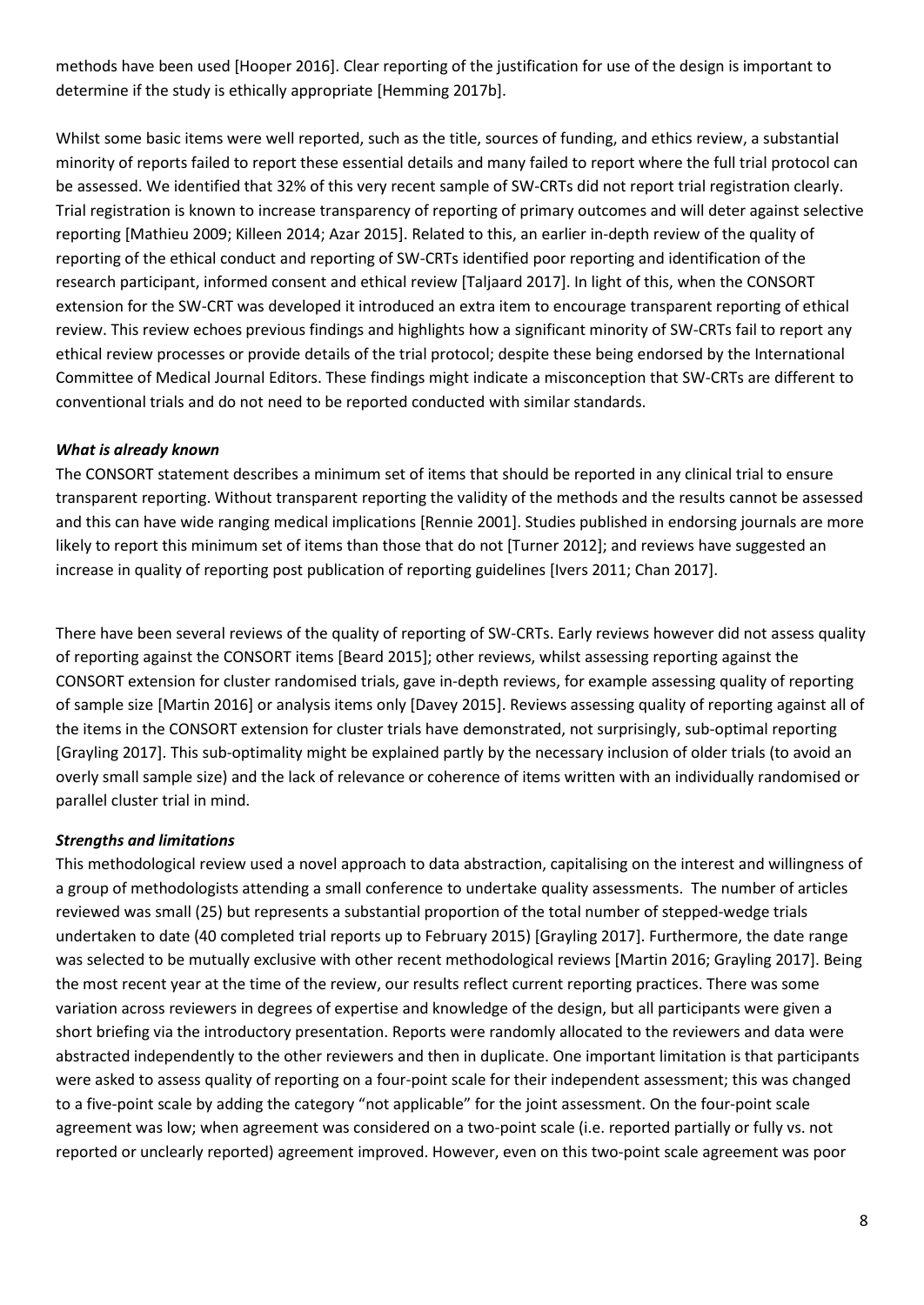methods have been used [Hooper 2016]. Clear reporting of the justification for use of the design is important to determine if the study is ethically appropriate [Hemming 2017b].

Whilst some basic items were well reported, such as the title, sources of funding, and ethics review, a substantial minority of reports failed to report these essential details and many failed to report where the full trial protocol can be assessed. We identified that 32% of this very recent sample of SW-CRTs did not report trial registration clearly. Trial registration is known to increase transparency of reporting of primary outcomes and will deter against selective reporting [Mathieu 2009; Killeen 2014; Azar 2015]. Related to this, an earlier in-depth review of the quality of reporting of the ethical conduct and reporting of SW-CRTs identified poor reporting and identification of the research participant, informed consent and ethical review [Taljaard 2017]. In light of this, when the CONSORT extension for the SW-CRT was developed it introduced an extra item to encourage transparent reporting of ethical review. This review echoes previous findings and highlights how a significant minority of SW-CRTs fail to report any ethical review processes or provide details of the trial protocol; despite these being endorsed by the International Committee of Medical Journal Editors. These findings might indicate a misconception that SW-CRTs are different to conventional trials and do not need to be reported conducted with similar standards.

### *What is already known*

The CONSORT statement describes a minimum set of items that should be reported in any clinical trial to ensure transparent reporting. Without transparent reporting the validity of the methods and the results cannot be assessed and this can have wide ranging medical implications [Rennie 2001]. Studies published in endorsing journals are more likely to report this minimum set of items than those that do not [Turner 2012]; and reviews have suggested an increase in quality of reporting post publication of reporting guidelines [Ivers 2011; Chan 2017].

There have been several reviews of the quality of reporting of SW-CRTs. Early reviews however did not assess quality of reporting against the CONSORT items [Beard 2015]; other reviews, whilst assessing reporting against the CONSORT extension for cluster randomised trials, gave in-depth reviews, for example assessing quality of reporting of sample size [Martin 2016] or analysis items only [Davey 2015]. Reviews assessing quality of reporting against all of the items in the CONSORT extension for cluster trials have demonstrated, not surprisingly, sub-optimal reporting [Grayling 2017]. This sub-optimality might be explained partly by the necessary inclusion of older trials (to avoid an overly small sample size) and the lack of relevance or coherence of items written with an individually randomised or parallel cluster trial in mind.

### *Strengths and limitations*

This methodological review used a novel approach to data abstraction, capitalising on the interest and willingness of a group of methodologists attending a small conference to undertake quality assessments. The number of articles reviewed was small (25) but represents a substantial proportion of the total number of stepped-wedge trials undertaken to date (40 completed trial reports up to February 2015) [Grayling 2017]. Furthermore, the date range was selected to be mutually exclusive with other recent methodological reviews [Martin 2016; Grayling 2017]. Being the most recent year at the time of the review, our results reflect current reporting practices. There was some variation across reviewers in degrees of expertise and knowledge of the design, but all participants were given a short briefing via the introductory presentation. Reports were randomly allocated to the reviewers and data were abstracted independently to the other reviewers and then in duplicate. One important limitation is that participants were asked to assess quality of reporting on a four-point scale for their independent assessment; this was changed to a five-point scale by adding the category "not applicable" for the joint assessment. On the four-point scale agreement was low; when agreement was considered on a two-point scale (i.e. reported partially or fully vs. not reported or unclearly reported) agreement improved. However, even on this two-point scale agreement was poor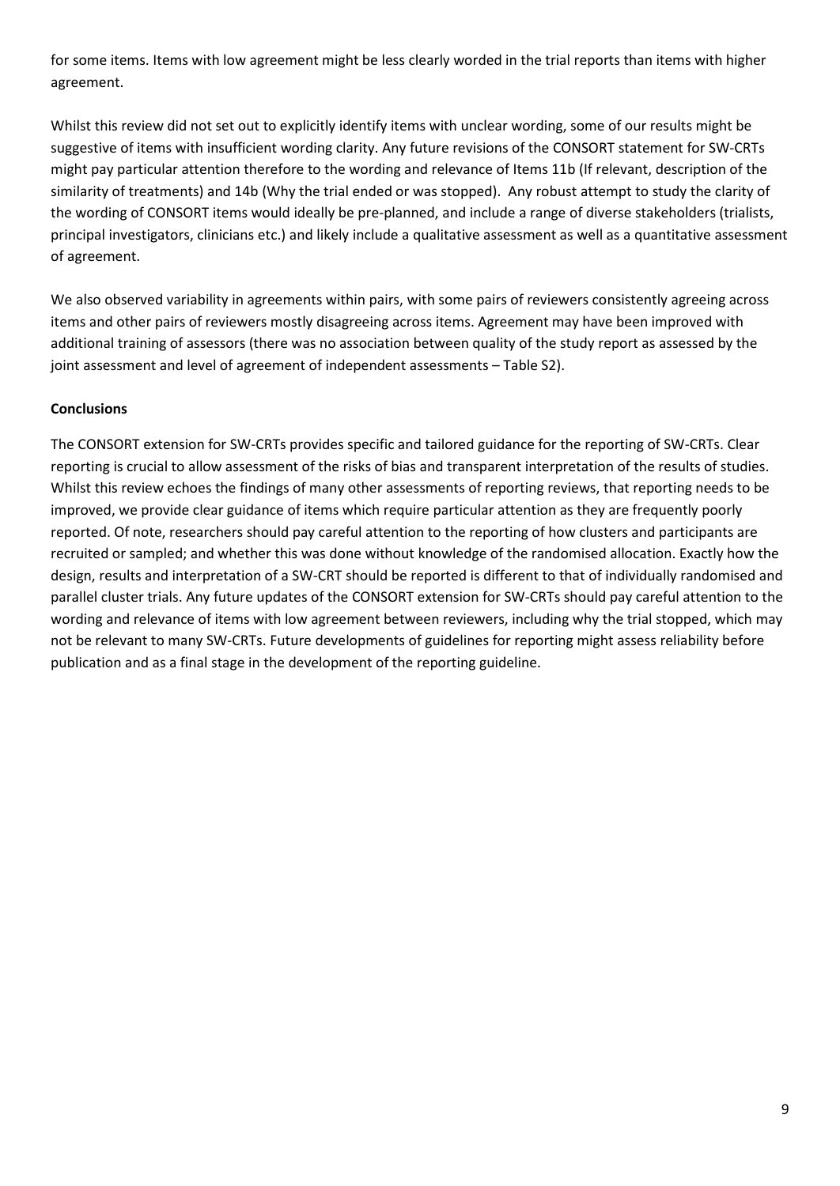for some items. Items with low agreement might be less clearly worded in the trial reports than items with higher agreement.

Whilst this review did not set out to explicitly identify items with unclear wording, some of our results might be suggestive of items with insufficient wording clarity. Any future revisions of the CONSORT statement for SW-CRTs might pay particular attention therefore to the wording and relevance of Items 11b (If relevant, description of the similarity of treatments) and 14b (Why the trial ended or was stopped). Any robust attempt to study the clarity of the wording of CONSORT items would ideally be pre-planned, and include a range of diverse stakeholders (trialists, principal investigators, clinicians etc.) and likely include a qualitative assessment as well as a quantitative assessment of agreement.

We also observed variability in agreements within pairs, with some pairs of reviewers consistently agreeing across items and other pairs of reviewers mostly disagreeing across items. Agreement may have been improved with additional training of assessors (there was no association between quality of the study report as assessed by the joint assessment and level of agreement of independent assessments – Table S2).

**Conclusions**

The CONSORT extension for SW-CRTs provides specific and tailored guidance for the reporting of SW-CRTs. Clear reporting is crucial to allow assessment of the risks of bias and transparent interpretation of the results of studies. Whilst this review echoes the findings of many other assessments of reporting reviews, that reporting needs to be improved, we provide clear guidance of items which require particular attention as they are frequently poorly reported. Of note, researchers should pay careful attention to the reporting of how clusters and participants are recruited or sampled; and whether this was done without knowledge of the randomised allocation. Exactly how the design, results and interpretation of a SW-CRT should be reported is different to that of individually randomised and parallel cluster trials. Any future updates of the CONSORT extension for SW-CRTs should pay careful attention to the wording and relevance of items with low agreement between reviewers, including why the trial stopped, which may not be relevant to many SW-CRTs. Future developments of guidelines for reporting might assess reliability before publication and as a final stage in the development of the reporting guideline.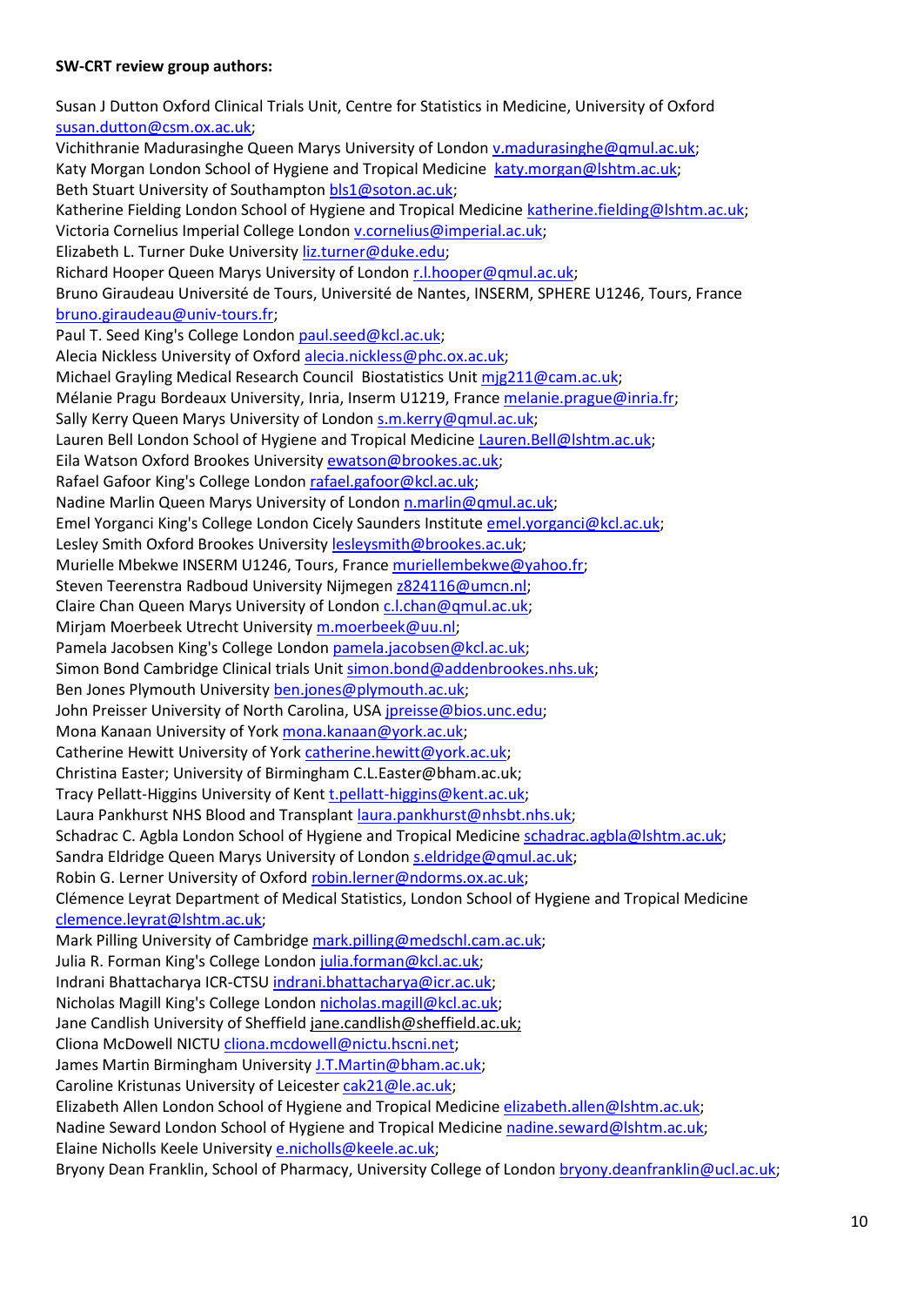**SW-CRT review group authors:**

Susan J Dutton Oxford Clinical Trials Unit, Centre for Statistics in Medicine, University of Oxford susan.dutton@csm.ox.ac.uk;
Vichithranie Madurasinghe Queen Marys University of London v.madurasinghe@qmul.ac.uk;
Katy Morgan London School of Hygiene and Tropical Medicine katy.morgan@lshtm.ac.uk;
Beth Stuart University of Southampton bls1@soton.ac.uk;
Katherine Fielding London School of Hygiene and Tropical Medicine katherine.fielding@lshtm.ac.uk;
Victoria Cornelius Imperial College London v.cornelius@imperial.ac.uk;
Elizabeth L. Turner Duke University liz.turner@duke.edu;
Richard Hooper Queen Marys University of London r.l.hooper@qmul.ac.uk;
Bruno Giraudeau Université de Tours, Université de Nantes, INSERM, SPHERE U1246, Tours, France bruno.giraudeau@univ-tours.fr;
Paul T. Seed King's College London paul.seed@kcl.ac.uk;
Alecia Nickless University of Oxford alecia.nickless@phc.ox.ac.uk;
Michael Grayling Medical Research Council Biostatistics Unit mjg211@cam.ac.uk;
Mélanie Pragu Bordeaux University, Inria, Inserm U1219, France melanie.prague@inria.fr;
Sally Kerry Queen Marys University of London s.m.kerry@qmul.ac.uk;
Lauren Bell London School of Hygiene and Tropical Medicine Lauren.Bell@lshtm.ac.uk;
Eila Watson Oxford Brookes University ewatson@brookes.ac.uk;
Rafael Gafoor King's College London rafael.gafoor@kcl.ac.uk;
Nadine Marlin Queen Marys University of London n.marlin@qmul.ac.uk;
Emel Yorganci King's College London Cicely Saunders Institute emel.yorganci@kcl.ac.uk;
Lesley Smith Oxford Brookes University lesleysmith@brookes.ac.uk;
Murielle Mbekwe INSERM U1246, Tours, France muriellembekwe@yahoo.fr;
Steven Teerenstra Radboud University Nijmegen z824116@umcn.nl;
Claire Chan Queen Marys University of London c.l.chan@qmul.ac.uk;
Mirjam Moerbeek Utrecht University m.moerbeek@uu.nl;
Pamela Jacobsen King's College London pamela.jacobsen@kcl.ac.uk;
Simon Bond Cambridge Clinical trials Unit simon.bond@addenbrookes.nhs.uk;
Ben Jones Plymouth University ben.jones@plymouth.ac.uk;
John Preisser University of North Carolina, USA jpreisse@bios.unc.edu;
Mona Kanaan University of York mona.kanaan@york.ac.uk;
Catherine Hewitt University of York catherine.hewitt@york.ac.uk;
Christina Easter; University of Birmingham C.L.Easter@bham.ac.uk;
Tracy Pellatt-Higgins University of Kent t.pellatt-higgins@kent.ac.uk;
Laura Pankhurst NHS Blood and Transplant laura.pankhurst@nhsbt.nhs.uk;
Schadrac C. Agbla London School of Hygiene and Tropical Medicine schadrac.agbla@lshtm.ac.uk;
Sandra Eldridge Queen Marys University of London s.eldridge@qmul.ac.uk;
Robin G. Lerner University of Oxford robin.lerner@ndorms.ox.ac.uk;
Clémence Leyrat Department of Medical Statistics, London School of Hygiene and Tropical Medicine clemence.leyrat@lshtm.ac.uk;
Mark Pilling University of Cambridge mark.pilling@medschl.cam.ac.uk;
Julia R. Forman King's College London julia.forman@kcl.ac.uk;
Indrani Bhattacharya ICR-CTSU indrani.bhattacharya@icr.ac.uk;
Nicholas Magill King's College London nicholas.magill@kcl.ac.uk;
Jane Candlish University of Sheffield jane.candlish@sheffield.ac.uk;
Cliona McDowell NICTU cliona.mcdowell@nictu.hscni.net;
James Martin Birmingham University J.T.Martin@bham.ac.uk;
Caroline Kristunas University of Leicester cak21@le.ac.uk;
Elizabeth Allen London School of Hygiene and Tropical Medicine elizabeth.allen@lshtm.ac.uk;
Nadine Seward London School of Hygiene and Tropical Medicine nadine.seward@lshtm.ac.uk;
Elaine Nicholls Keele University e.nicholls@keele.ac.uk;
Bryony Dean Franklin, School of Pharmacy, University College of London bryony.deanfranklin@ucl.ac.uk;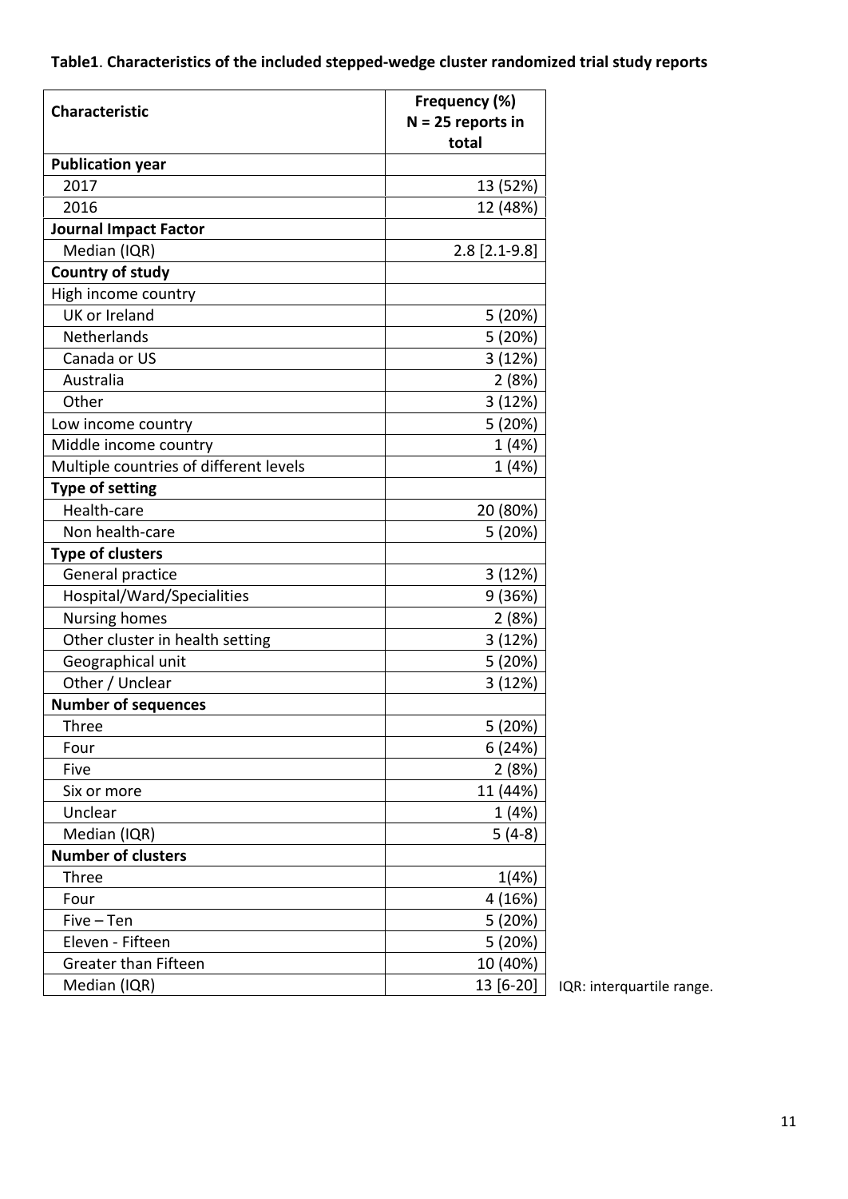**Table1**. **Characteristics of the included stepped-wedge cluster randomized trial study reports**

| **Characteristic** | **Frequency (%) N = 25 reports in total** |
|---|---|
| **Publication year** | |
| 2017 | 13 (52%) |
| 2016 | 12 (48%) |
| **Journal Impact Factor** | |
| Median (IQR) | 2.8 [2.1-9.8] |
| **Country of study** | |
| High income country | |
| UK or Ireland | 5 (20%) |
| Netherlands | 5 (20%) |
| Canada or US | 3 (12%) |
| Australia | 2 (8%) |
| Other | 3 (12%) |
| Low income country | 5 (20%) |
| Middle income country | 1 (4%) |
| Multiple countries of different levels | 1 (4%) |
| **Type of setting** | |
| Health-care | 20 (80%) |
| Non health-care | 5 (20%) |
| **Type of clusters** | |
| General practice | 3 (12%) |
| Hospital/Ward/Specialities | 9 (36%) |
| Nursing homes | 2 (8%) |
| Other cluster in health setting | 3 (12%) |
| Geographical unit | 5 (20%) |
| Other / Unclear | 3 (12%) |
| **Number of sequences** | |
| Three | 5 (20%) |
| Four | 6 (24%) |
| Five | 2 (8%) |
| Six or more | 11 (44%) |
| Unclear | 1 (4%) |
| Median (IQR) | 5 (4-8) |
| **Number of clusters** | |
| Three | 1(4%) |
| Four | 4 (16%) |
| Five – Ten | 5 (20%) |
| Eleven - Fifteen | 5 (20%) |
| Greater than Fifteen | 10 (40%) |
| Median (IQR) | 13 [6-20] |

IQR: interquartile range.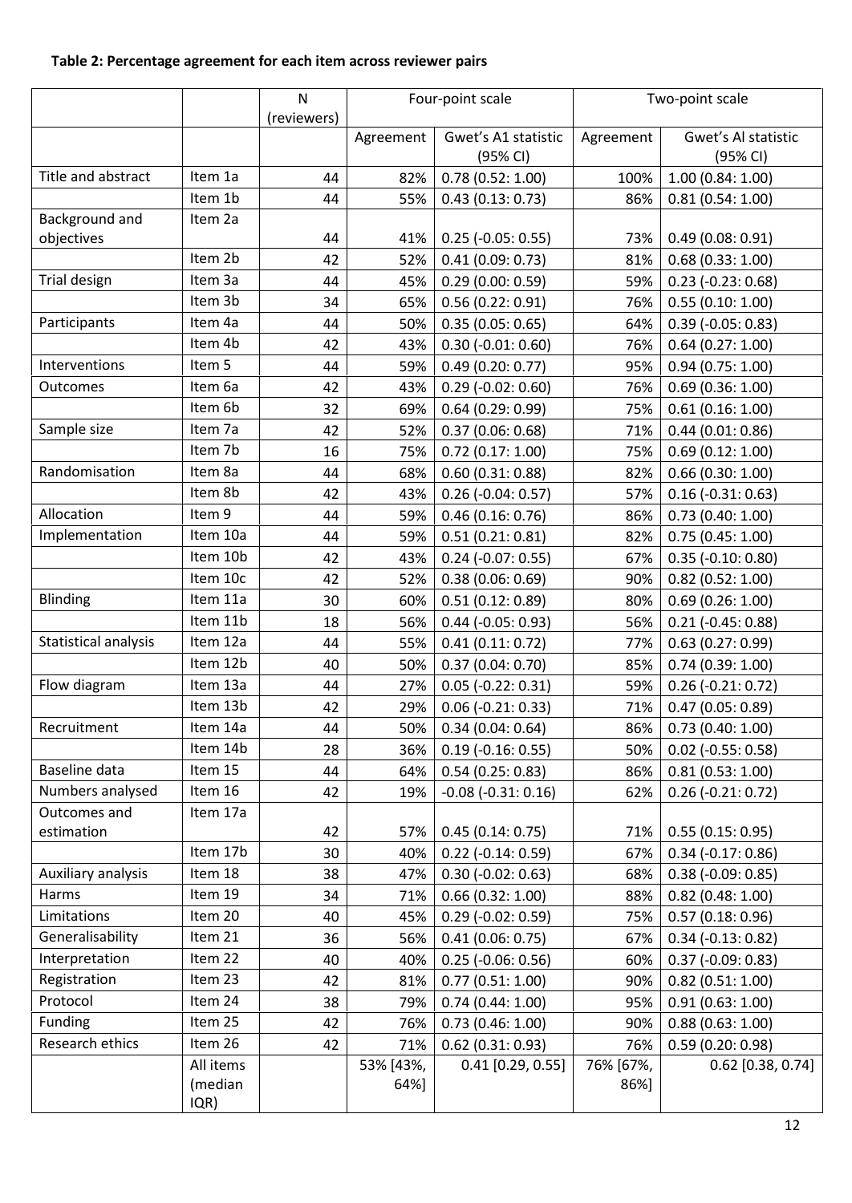**Table 2: Percentage agreement for each item across reviewer pairs**

| | | N (reviewers) | Four-point scale | | Two-point scale | |
|---|---|---|---|---|---|---|
| | | | Agreement | Gwet's A1 statistic (95% CI) | Agreement | Gwet's Al statistic (95% CI) |
| Title and abstract | Item 1a | 44 | 82% | 0.78 (0.52: 1.00) | 100% | 1.00 (0.84: 1.00) |
| | Item 1b | 44 | 55% | 0.43 (0.13: 0.73) | 86% | 0.81 (0.54: 1.00) |
| Background and objectives | Item 2a | 44 | 41% | 0.25 (-0.05: 0.55) | 73% | 0.49 (0.08: 0.91) |
| | Item 2b | 42 | 52% | 0.41 (0.09: 0.73) | 81% | 0.68 (0.33: 1.00) |
| Trial design | Item 3a | 44 | 45% | 0.29 (0.00: 0.59) | 59% | 0.23 (-0.23: 0.68) |
| | Item 3b | 34 | 65% | 0.56 (0.22: 0.91) | 76% | 0.55 (0.10: 1.00) |
| Participants | Item 4a | 44 | 50% | 0.35 (0.05: 0.65) | 64% | 0.39 (-0.05: 0.83) |
| | Item 4b | 42 | 43% | 0.30 (-0.01: 0.60) | 76% | 0.64 (0.27: 1.00) |
| Interventions | Item 5 | 44 | 59% | 0.49 (0.20: 0.77) | 95% | 0.94 (0.75: 1.00) |
| Outcomes | Item 6a | 42 | 43% | 0.29 (-0.02: 0.60) | 76% | 0.69 (0.36: 1.00) |
| | Item 6b | 32 | 69% | 0.64 (0.29: 0.99) | 75% | 0.61 (0.16: 1.00) |
| Sample size | Item 7a | 42 | 52% | 0.37 (0.06: 0.68) | 71% | 0.44 (0.01: 0.86) |
| | Item 7b | 16 | 75% | 0.72 (0.17: 1.00) | 75% | 0.69 (0.12: 1.00) |
| Randomisation | Item 8a | 44 | 68% | 0.60 (0.31: 0.88) | 82% | 0.66 (0.30: 1.00) |
| | Item 8b | 42 | 43% | 0.26 (-0.04: 0.57) | 57% | 0.16 (-0.31: 0.63) |
| Allocation | Item 9 | 44 | 59% | 0.46 (0.16: 0.76) | 86% | 0.73 (0.40: 1.00) |
| Implementation | Item 10a | 44 | 59% | 0.51 (0.21: 0.81) | 82% | 0.75 (0.45: 1.00) |
| | Item 10b | 42 | 43% | 0.24 (-0.07: 0.55) | 67% | 0.35 (-0.10: 0.80) |
| | Item 10c | 42 | 52% | 0.38 (0.06: 0.69) | 90% | 0.82 (0.52: 1.00) |
| Blinding | Item 11a | 30 | 60% | 0.51 (0.12: 0.89) | 80% | 0.69 (0.26: 1.00) |
| | Item 11b | 18 | 56% | 0.44 (-0.05: 0.93) | 56% | 0.21 (-0.45: 0.88) |
| Statistical analysis | Item 12a | 44 | 55% | 0.41 (0.11: 0.72) | 77% | 0.63 (0.27: 0.99) |
| | Item 12b | 40 | 50% | 0.37 (0.04: 0.70) | 85% | 0.74 (0.39: 1.00) |
| Flow diagram | Item 13a | 44 | 27% | 0.05 (-0.22: 0.31) | 59% | 0.26 (-0.21: 0.72) |
| | Item 13b | 42 | 29% | 0.06 (-0.21: 0.33) | 71% | 0.47 (0.05: 0.89) |
| Recruitment | Item 14a | 44 | 50% | 0.34 (0.04: 0.64) | 86% | 0.73 (0.40: 1.00) |
| | Item 14b | 28 | 36% | 0.19 (-0.16: 0.55) | 50% | 0.02 (-0.55: 0.58) |
| Baseline data | Item 15 | 44 | 64% | 0.54 (0.25: 0.83) | 86% | 0.81 (0.53: 1.00) |
| Numbers analysed | Item 16 | 42 | 19% | -0.08 (-0.31: 0.16) | 62% | 0.26 (-0.21: 0.72) |
| Outcomes and estimation | Item 17a | 42 | 57% | 0.45 (0.14: 0.75) | 71% | 0.55 (0.15: 0.95) |
| | Item 17b | 30 | 40% | 0.22 (-0.14: 0.59) | 67% | 0.34 (-0.17: 0.86) |
| Auxiliary analysis | Item 18 | 38 | 47% | 0.30 (-0.02: 0.63) | 68% | 0.38 (-0.09: 0.85) |
| Harms | Item 19 | 34 | 71% | 0.66 (0.32: 1.00) | 88% | 0.82 (0.48: 1.00) |
| Limitations | Item 20 | 40 | 45% | 0.29 (-0.02: 0.59) | 75% | 0.57 (0.18: 0.96) |
| Generalisability | Item 21 | 36 | 56% | 0.41 (0.06: 0.75) | 67% | 0.34 (-0.13: 0.82) |
| Interpretation | Item 22 | 40 | 40% | 0.25 (-0.06: 0.56) | 60% | 0.37 (-0.09: 0.83) |
| Registration | Item 23 | 42 | 81% | 0.77 (0.51: 1.00) | 90% | 0.82 (0.51: 1.00) |
| Protocol | Item 24 | 38 | 79% | 0.74 (0.44: 1.00) | 95% | 0.91 (0.63: 1.00) |
| Funding | Item 25 | 42 | 76% | 0.73 (0.46: 1.00) | 90% | 0.88 (0.63: 1.00) |
| Research ethics | Item 26 | 42 | 71% | 0.62 (0.31: 0.93) | 76% | 0.59 (0.20: 0.98) |
| | All items (median IQR) | | 53% [43%, 64%] | 0.41 [0.29, 0.55] | 76% [67%, 86%] | 0.62 [0.38, 0.74] |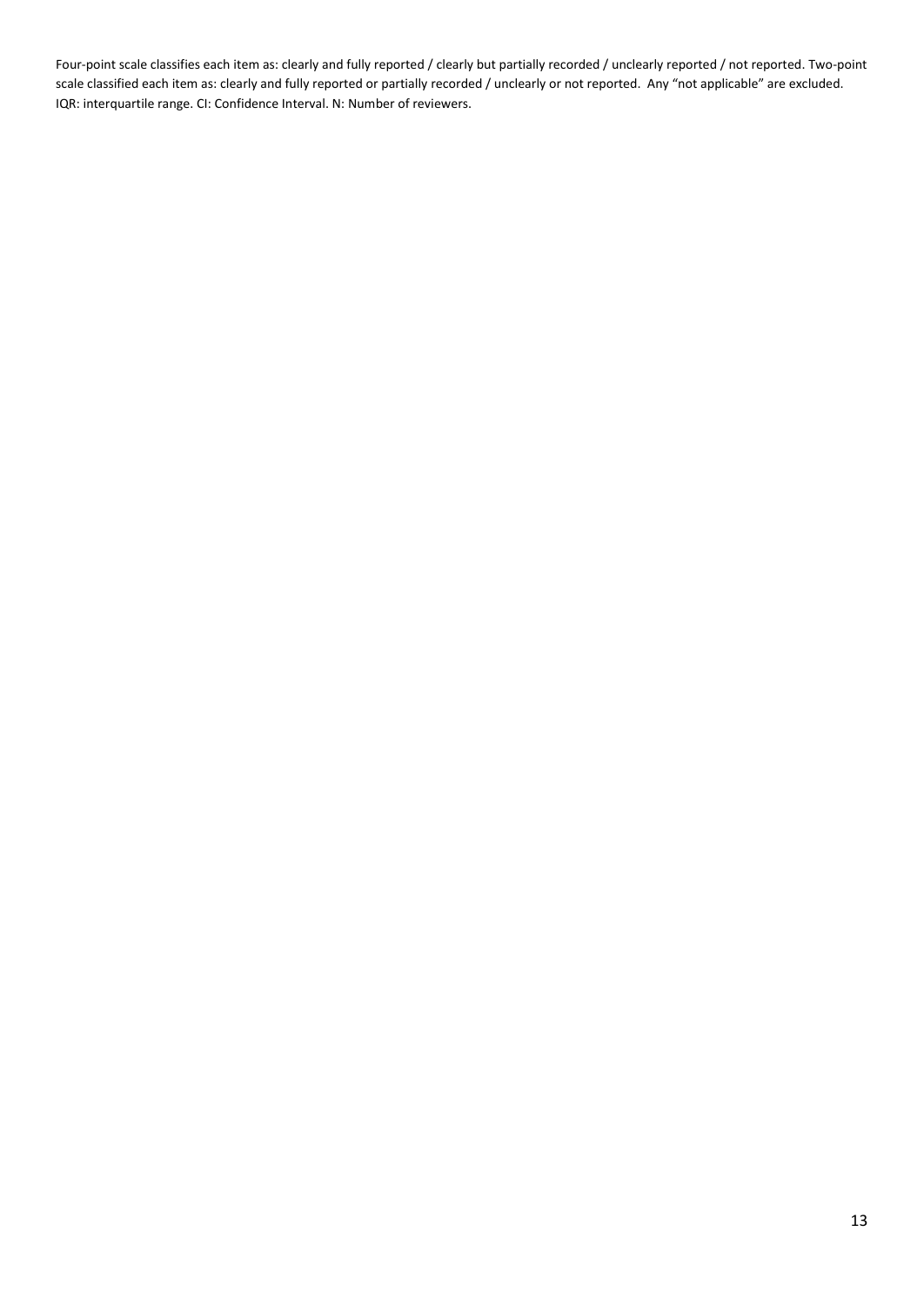Four-point scale classifies each item as: clearly and fully reported / clearly but partially recorded / unclearly reported / not reported. Two-point scale classified each item as: clearly and fully reported or partially recorded / unclearly or not reported. Any "not applicable" are excluded. IQR: interquartile range. CI: Confidence Interval. N: Number of reviewers.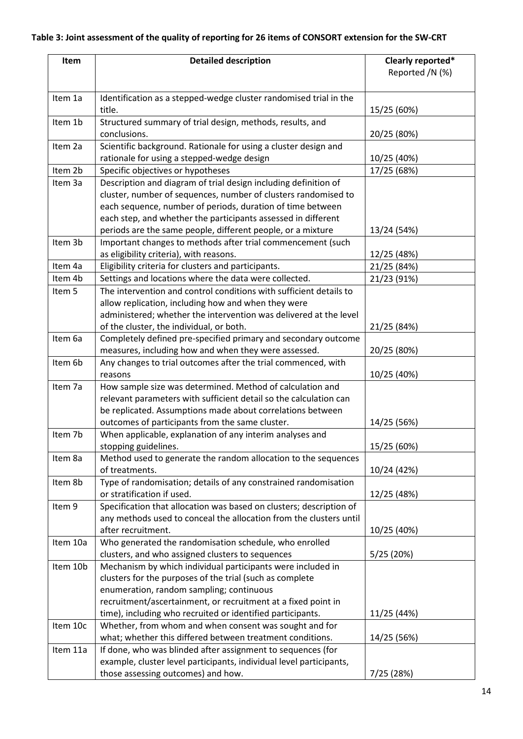**Table 3: Joint assessment of the quality of reporting for 26 items of CONSORT extension for the SW-CRT**

| Item | Detailed description | Clearly reported* Reported /N (%) |
|---|---|---|
| Item 1a | Identification as a stepped-wedge cluster randomised trial in the title. | 15/25 (60%) |
| Item 1b | Structured summary of trial design, methods, results, and conclusions. | 20/25 (80%) |
| Item 2a | Scientific background. Rationale for using a cluster design and rationale for using a stepped-wedge design | 10/25 (40%) |
| Item 2b | Specific objectives or hypotheses | 17/25 (68%) |
| Item 3a | Description and diagram of trial design including definition of cluster, number of sequences, number of clusters randomised to each sequence, number of periods, duration of time between each step, and whether the participants assessed in different periods are the same people, different people, or a mixture | 13/24 (54%) |
| Item 3b | Important changes to methods after trial commencement (such as eligibility criteria), with reasons. | 12/25 (48%) |
| Item 4a | Eligibility criteria for clusters and participants. | 21/25 (84%) |
| Item 4b | Settings and locations where the data were collected. | 21/23 (91%) |
| Item 5 | The intervention and control conditions with sufficient details to allow replication, including how and when they were administered; whether the intervention was delivered at the level of the cluster, the individual, or both. | 21/25 (84%) |
| Item 6a | Completely defined pre-specified primary and secondary outcome measures, including how and when they were assessed. | 20/25 (80%) |
| Item 6b | Any changes to trial outcomes after the trial commenced, with reasons | 10/25 (40%) |
| Item 7a | How sample size was determined. Method of calculation and relevant parameters with sufficient detail so the calculation can be replicated. Assumptions made about correlations between outcomes of participants from the same cluster. | 14/25 (56%) |
| Item 7b | When applicable, explanation of any interim analyses and stopping guidelines. | 15/25 (60%) |
| Item 8a | Method used to generate the random allocation to the sequences of treatments. | 10/24 (42%) |
| Item 8b | Type of randomisation; details of any constrained randomisation or stratification if used. | 12/25 (48%) |
| Item 9 | Specification that allocation was based on clusters; description of any methods used to conceal the allocation from the clusters until after recruitment. | 10/25 (40%) |
| Item 10a | Who generated the randomisation schedule, who enrolled clusters, and who assigned clusters to sequences | 5/25 (20%) |
| Item 10b | Mechanism by which individual participants were included in clusters for the purposes of the trial (such as complete enumeration, random sampling; continuous recruitment/ascertainment, or recruitment at a fixed point in time), including who recruited or identified participants. | 11/25 (44%) |
| Item 10c | Whether, from whom and when consent was sought and for what; whether this differed between treatment conditions. | 14/25 (56%) |
| Item 11a | If done, who was blinded after assignment to sequences (for example, cluster level participants, individual level participants, those assessing outcomes) and how. | 7/25 (28%) |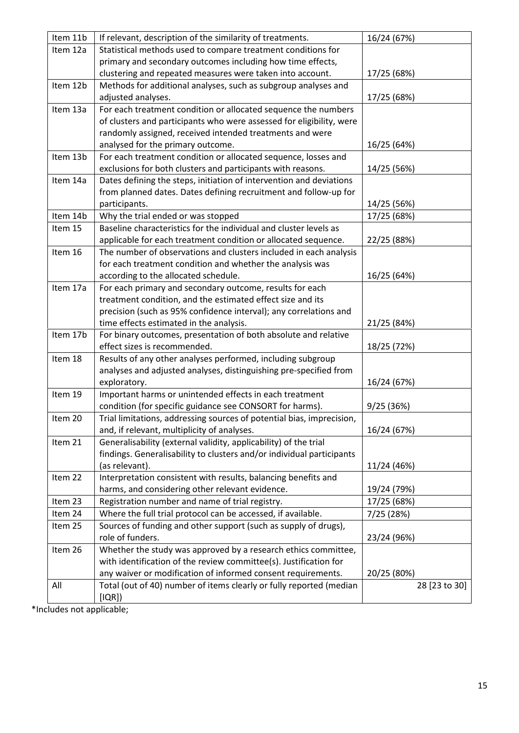| | | |
|---|---|---|
| Item 11b | If relevant, description of the similarity of treatments. | 16/24 (67%) |
| Item 12a | Statistical methods used to compare treatment conditions for primary and secondary outcomes including how time effects, clustering and repeated measures were taken into account. | 17/25 (68%) |
| Item 12b | Methods for additional analyses, such as subgroup analyses and adjusted analyses. | 17/25 (68%) |
| Item 13a | For each treatment condition or allocated sequence the numbers of clusters and participants who were assessed for eligibility, were randomly assigned, received intended treatments and were analysed for the primary outcome. | 16/25 (64%) |
| Item 13b | For each treatment condition or allocated sequence, losses and exclusions for both clusters and participants with reasons. | 14/25 (56%) |
| Item 14a | Dates defining the steps, initiation of intervention and deviations from planned dates. Dates defining recruitment and follow-up for participants. | 14/25 (56%) |
| Item 14b | Why the trial ended or was stopped | 17/25 (68%) |
| Item 15 | Baseline characteristics for the individual and cluster levels as applicable for each treatment condition or allocated sequence. | 22/25 (88%) |
| Item 16 | The number of observations and clusters included in each analysis for each treatment condition and whether the analysis was according to the allocated schedule. | 16/25 (64%) |
| Item 17a | For each primary and secondary outcome, results for each treatment condition, and the estimated effect size and its precision (such as 95% confidence interval); any correlations and time effects estimated in the analysis. | 21/25 (84%) |
| Item 17b | For binary outcomes, presentation of both absolute and relative effect sizes is recommended. | 18/25 (72%) |
| Item 18 | Results of any other analyses performed, including subgroup analyses and adjusted analyses, distinguishing pre-specified from exploratory. | 16/24 (67%) |
| Item 19 | Important harms or unintended effects in each treatment condition (for specific guidance see CONSORT for harms). | 9/25 (36%) |
| Item 20 | Trial limitations, addressing sources of potential bias, imprecision, and, if relevant, multiplicity of analyses. | 16/24 (67%) |
| Item 21 | Generalisability (external validity, applicability) of the trial findings. Generalisability to clusters and/or individual participants (as relevant). | 11/24 (46%) |
| Item 22 | Interpretation consistent with results, balancing benefits and harms, and considering other relevant evidence. | 19/24 (79%) |
| Item 23 | Registration number and name of trial registry. | 17/25 (68%) |
| Item 24 | Where the full trial protocol can be accessed, if available. | 7/25 (28%) |
| Item 25 | Sources of funding and other support (such as supply of drugs), role of funders. | 23/24 (96%) |
| Item 26 | Whether the study was approved by a research ethics committee, with identification of the review committee(s). Justification for any waiver or modification of informed consent requirements. | 20/25 (80%) |
| All | Total (out of 40) number of items clearly or fully reported (median [IQR]) | 28 [23 to 30] |

*Includes not applicable;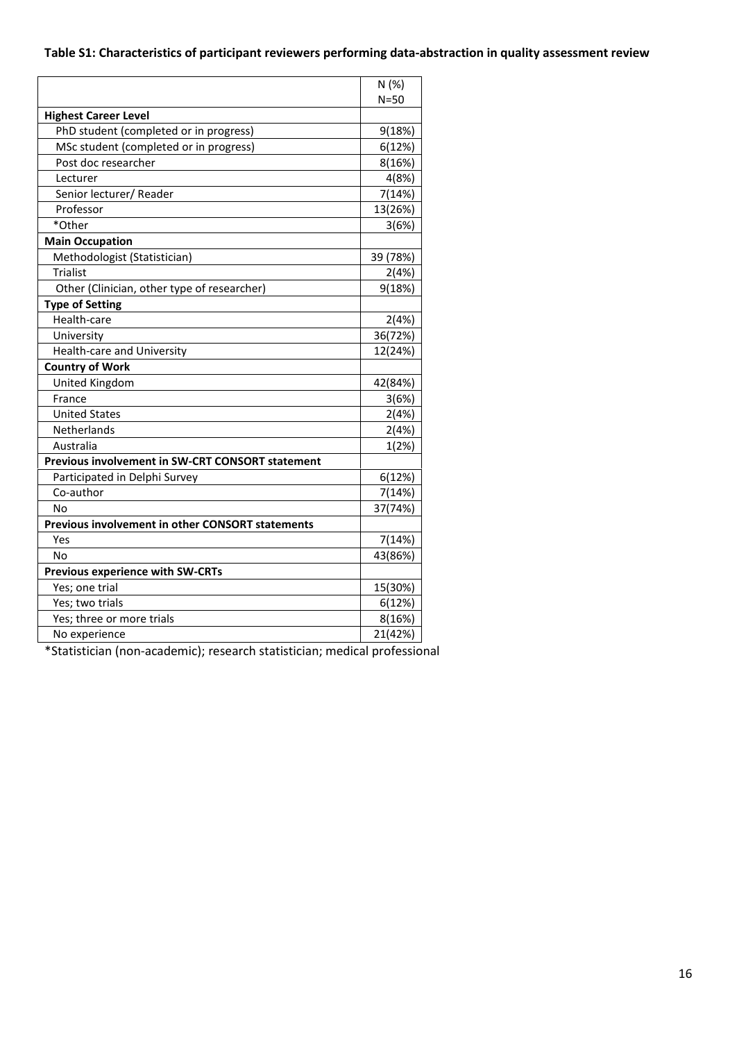**Table S1: Characteristics of participant reviewers performing data-abstraction in quality assessment review**

| | N (%) N=50 |
|---|---|
| **Highest Career Level** | |
| PhD student (completed or in progress) | 9(18%) |
| MSc student (completed or in progress) | 6(12%) |
| Post doc researcher | 8(16%) |
| Lecturer | 4(8%) |
| Senior lecturer/ Reader | 7(14%) |
| Professor | 13(26%) |
| *Other | 3(6%) |
| **Main Occupation** | |
| Methodologist (Statistician) | 39 (78%) |
| Trialist | 2(4%) |
| Other (Clinician, other type of researcher) | 9(18%) |
| **Type of Setting** | |
| Health-care | 2(4%) |
| University | 36(72%) |
| Health-care and University | 12(24%) |
| **Country of Work** | |
| United Kingdom | 42(84%) |
| France | 3(6%) |
| United States | 2(4%) |
| Netherlands | 2(4%) |
| Australia | 1(2%) |
| **Previous involvement in SW-CRT CONSORT statement** | |
| Participated in Delphi Survey | 6(12%) |
| Co-author | 7(14%) |
| No | 37(74%) |
| **Previous involvement in other CONSORT statements** | |
| Yes | 7(14%) |
| No | 43(86%) |
| **Previous experience with SW-CRTs** | |
| Yes; one trial | 15(30%) |
| Yes; two trials | 6(12%) |
| Yes; three or more trials | 8(16%) |
| No experience | 21(42%) |

*Statistician (non-academic); research statistician; medical professional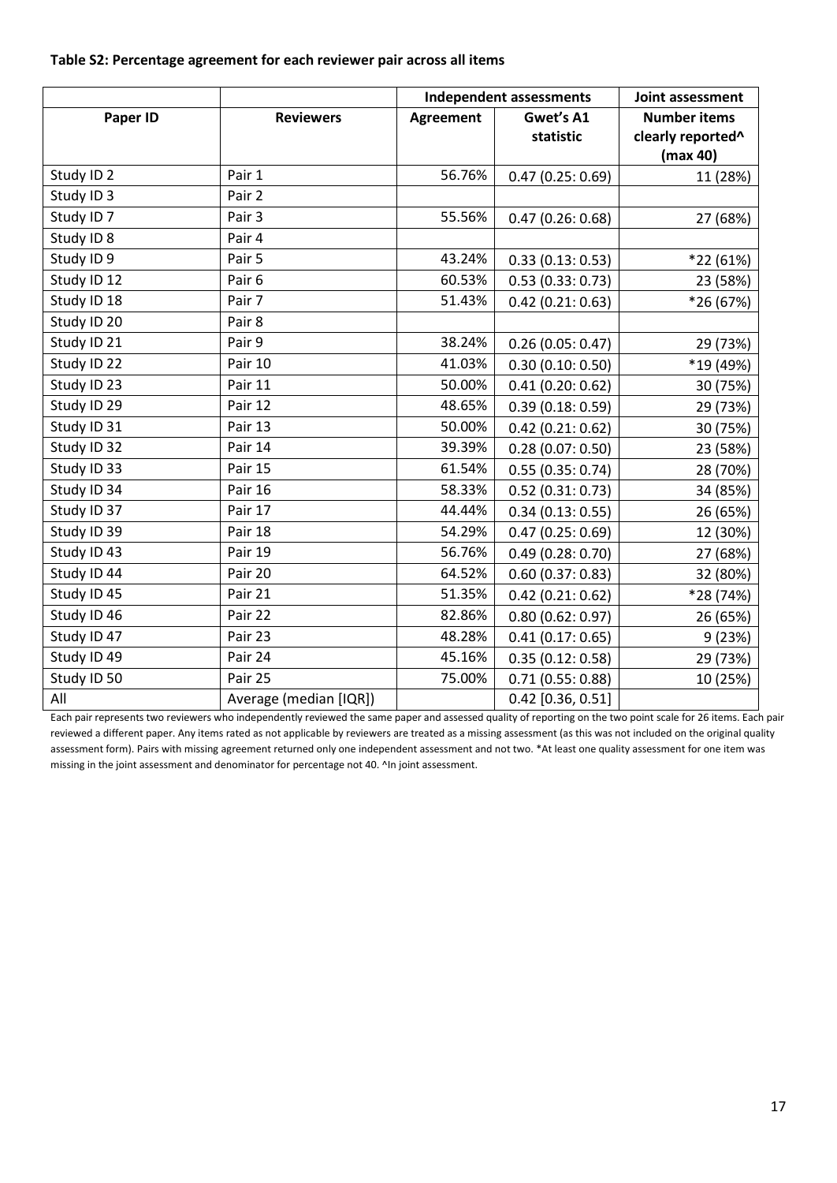**Table S2: Percentage agreement for each reviewer pair across all items**

| | | Independent assessments | | Joint assessment |
|---|---|---|---|---|
| **Paper ID** | **Reviewers** | **Agreement** | **Gwet's A1 statistic** | **Number items clearly reported^ (max 40)** |
| Study ID 2 | Pair 1 | 56.76% | 0.47 (0.25: 0.69) | 11 (28%) |
| Study ID 3 | Pair 2 | | | |
| Study ID 7 | Pair 3 | 55.56% | 0.47 (0.26: 0.68) | 27 (68%) |
| Study ID 8 | Pair 4 | | | |
| Study ID 9 | Pair 5 | 43.24% | 0.33 (0.13: 0.53) | *22 (61%) |
| Study ID 12 | Pair 6 | 60.53% | 0.53 (0.33: 0.73) | 23 (58%) |
| Study ID 18 | Pair 7 | 51.43% | 0.42 (0.21: 0.63) | *26 (67%) |
| Study ID 20 | Pair 8 | | | |
| Study ID 21 | Pair 9 | 38.24% | 0.26 (0.05: 0.47) | 29 (73%) |
| Study ID 22 | Pair 10 | 41.03% | 0.30 (0.10: 0.50) | *19 (49%) |
| Study ID 23 | Pair 11 | 50.00% | 0.41 (0.20: 0.62) | 30 (75%) |
| Study ID 29 | Pair 12 | 48.65% | 0.39 (0.18: 0.59) | 29 (73%) |
| Study ID 31 | Pair 13 | 50.00% | 0.42 (0.21: 0.62) | 30 (75%) |
| Study ID 32 | Pair 14 | 39.39% | 0.28 (0.07: 0.50) | 23 (58%) |
| Study ID 33 | Pair 15 | 61.54% | 0.55 (0.35: 0.74) | 28 (70%) |
| Study ID 34 | Pair 16 | 58.33% | 0.52 (0.31: 0.73) | 34 (85%) |
| Study ID 37 | Pair 17 | 44.44% | 0.34 (0.13: 0.55) | 26 (65%) |
| Study ID 39 | Pair 18 | 54.29% | 0.47 (0.25: 0.69) | 12 (30%) |
| Study ID 43 | Pair 19 | 56.76% | 0.49 (0.28: 0.70) | 27 (68%) |
| Study ID 44 | Pair 20 | 64.52% | 0.60 (0.37: 0.83) | 32 (80%) |
| Study ID 45 | Pair 21 | 51.35% | 0.42 (0.21: 0.62) | *28 (74%) |
| Study ID 46 | Pair 22 | 82.86% | 0.80 (0.62: 0.97) | 26 (65%) |
| Study ID 47 | Pair 23 | 48.28% | 0.41 (0.17: 0.65) | 9 (23%) |
| Study ID 49 | Pair 24 | 45.16% | 0.35 (0.12: 0.58) | 29 (73%) |
| Study ID 50 | Pair 25 | 75.00% | 0.71 (0.55: 0.88) | 10 (25%) |
| All | Average (median [IQR]) | | 0.42 [0.36, 0.51] | |

Each pair represents two reviewers who independently reviewed the same paper and assessed quality of reporting on the two point scale for 26 items. Each pair reviewed a different paper. Any items rated as not applicable by reviewers are treated as a missing assessment (as this was not included on the original quality assessment form). Pairs with missing agreement returned only one independent assessment and not two. *At least one quality assessment for one item was missing in the joint assessment and denominator for percentage not 40. ^In joint assessment.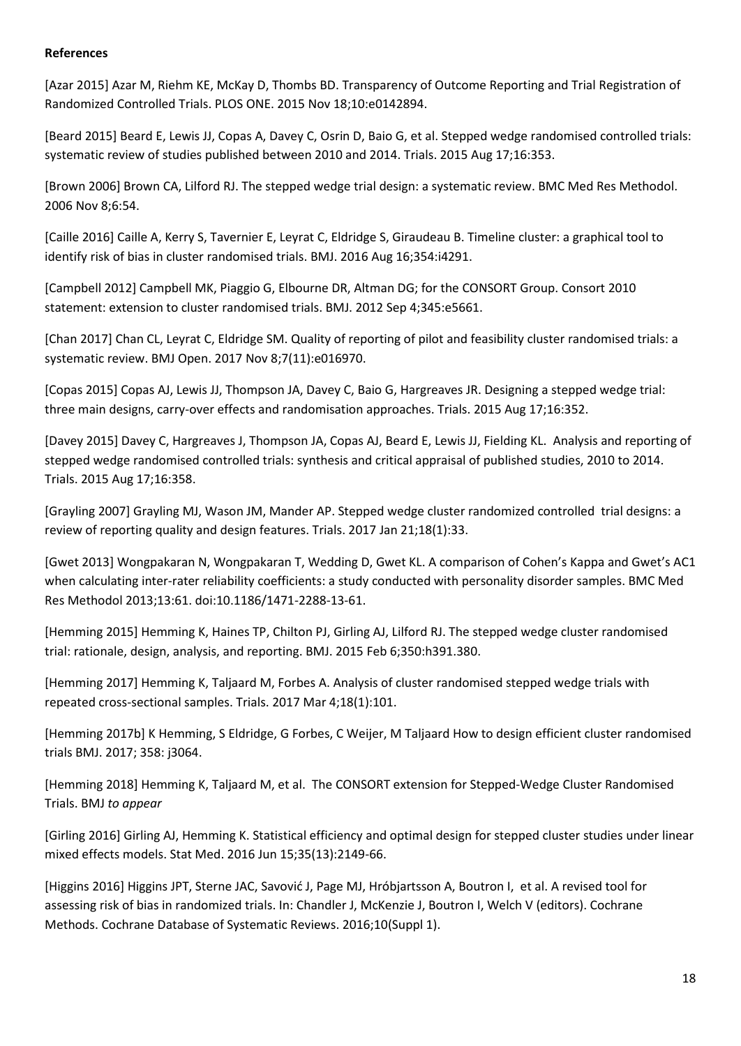**References**

[Azar 2015] Azar M, Riehm KE, McKay D, Thombs BD. Transparency of Outcome Reporting and Trial Registration of Randomized Controlled Trials. PLOS ONE. 2015 Nov 18;10:e0142894.

[Beard 2015] Beard E, Lewis JJ, Copas A, Davey C, Osrin D, Baio G, et al. Stepped wedge randomised controlled trials: systematic review of studies published between 2010 and 2014. Trials. 2015 Aug 17;16:353.

[Brown 2006] Brown CA, Lilford RJ. The stepped wedge trial design: a systematic review. BMC Med Res Methodol. 2006 Nov 8;6:54.

[Caille 2016] Caille A, Kerry S, Tavernier E, Leyrat C, Eldridge S, Giraudeau B. Timeline cluster: a graphical tool to identify risk of bias in cluster randomised trials. BMJ. 2016 Aug 16;354:i4291.

[Campbell 2012] Campbell MK, Piaggio G, Elbourne DR, Altman DG; for the CONSORT Group. Consort 2010 statement: extension to cluster randomised trials. BMJ. 2012 Sep 4;345:e5661.

[Chan 2017] Chan CL, Leyrat C, Eldridge SM. Quality of reporting of pilot and feasibility cluster randomised trials: a systematic review. BMJ Open. 2017 Nov 8;7(11):e016970.

[Copas 2015] Copas AJ, Lewis JJ, Thompson JA, Davey C, Baio G, Hargreaves JR. Designing a stepped wedge trial: three main designs, carry-over effects and randomisation approaches. Trials. 2015 Aug 17;16:352.

[Davey 2015] Davey C, Hargreaves J, Thompson JA, Copas AJ, Beard E, Lewis JJ, Fielding KL. Analysis and reporting of stepped wedge randomised controlled trials: synthesis and critical appraisal of published studies, 2010 to 2014. Trials. 2015 Aug 17;16:358.

[Grayling 2007] Grayling MJ, Wason JM, Mander AP. Stepped wedge cluster randomized controlled trial designs: a review of reporting quality and design features. Trials. 2017 Jan 21;18(1):33.

[Gwet 2013] Wongpakaran N, Wongpakaran T, Wedding D, Gwet KL. A comparison of Cohen's Kappa and Gwet's AC1 when calculating inter-rater reliability coefficients: a study conducted with personality disorder samples. BMC Med Res Methodol 2013;13:61. doi:10.1186/1471-2288-13-61.

[Hemming 2015] Hemming K, Haines TP, Chilton PJ, Girling AJ, Lilford RJ. The stepped wedge cluster randomised trial: rationale, design, analysis, and reporting. BMJ. 2015 Feb 6;350:h391.380.

[Hemming 2017] Hemming K, Taljaard M, Forbes A. Analysis of cluster randomised stepped wedge trials with repeated cross-sectional samples. Trials. 2017 Mar 4;18(1):101.

[Hemming 2017b] K Hemming, S Eldridge, G Forbes, C Weijer, M Taljaard How to design efficient cluster randomised trials BMJ. 2017; 358: j3064.

[Hemming 2018] Hemming K, Taljaard M, et al. The CONSORT extension for Stepped-Wedge Cluster Randomised Trials. BMJ *to appear*

[Girling 2016] Girling AJ, Hemming K. Statistical efficiency and optimal design for stepped cluster studies under linear mixed effects models. Stat Med. 2016 Jun 15;35(13):2149-66.

[Higgins 2016] Higgins JPT, Sterne JAC, Savović J, Page MJ, Hróbjartsson A, Boutron I, et al. A revised tool for assessing risk of bias in randomized trials. In: Chandler J, McKenzie J, Boutron I, Welch V (editors). Cochrane Methods. Cochrane Database of Systematic Reviews. 2016;10(Suppl 1).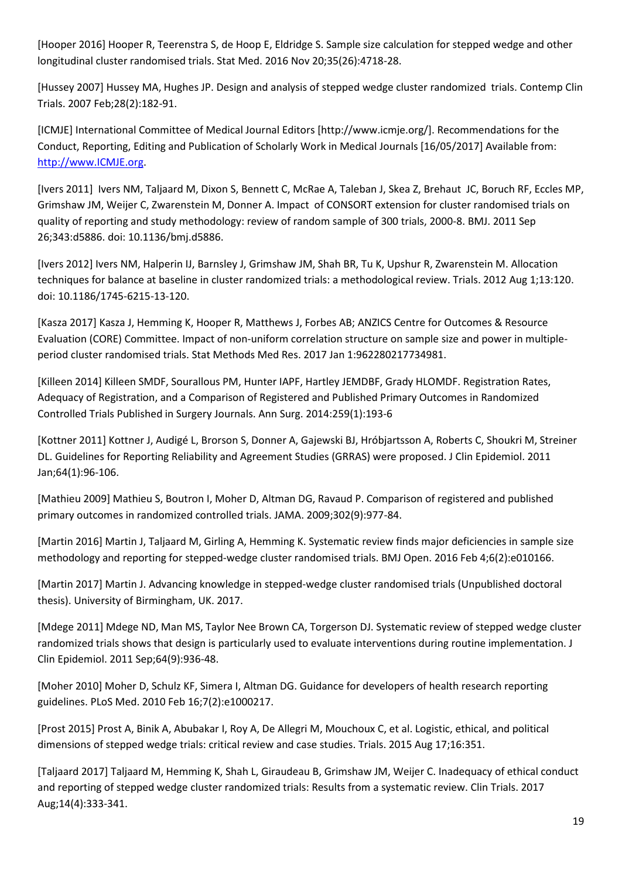[Hooper 2016] Hooper R, Teerenstra S, de Hoop E, Eldridge S. Sample size calculation for stepped wedge and other longitudinal cluster randomised trials. Stat Med. 2016 Nov 20;35(26):4718-28.

[Hussey 2007] Hussey MA, Hughes JP. Design and analysis of stepped wedge cluster randomized trials. Contemp Clin Trials. 2007 Feb;28(2):182-91.

[ICMJE] International Committee of Medical Journal Editors [http://www.icmje.org/]. Recommendations for the Conduct, Reporting, Editing and Publication of Scholarly Work in Medical Journals [16/05/2017] Available from: http://www.ICMJE.org.

[Ivers 2011] Ivers NM, Taljaard M, Dixon S, Bennett C, McRae A, Taleban J, Skea Z, Brehaut JC, Boruch RF, Eccles MP, Grimshaw JM, Weijer C, Zwarenstein M, Donner A. Impact of CONSORT extension for cluster randomised trials on quality of reporting and study methodology: review of random sample of 300 trials, 2000-8. BMJ. 2011 Sep 26;343:d5886. doi: 10.1136/bmj.d5886.

[Ivers 2012] Ivers NM, Halperin IJ, Barnsley J, Grimshaw JM, Shah BR, Tu K, Upshur R, Zwarenstein M. Allocation techniques for balance at baseline in cluster randomized trials: a methodological review. Trials. 2012 Aug 1;13:120. doi: 10.1186/1745-6215-13-120.

[Kasza 2017] Kasza J, Hemming K, Hooper R, Matthews J, Forbes AB; ANZICS Centre for Outcomes & Resource Evaluation (CORE) Committee. Impact of non-uniform correlation structure on sample size and power in multiple-period cluster randomised trials. Stat Methods Med Res. 2017 Jan 1:962280217734981.

[Killeen 2014] Killeen SMDF, Sourallous PM, Hunter IAPF, Hartley JEMDBF, Grady HLOMDF. Registration Rates, Adequacy of Registration, and a Comparison of Registered and Published Primary Outcomes in Randomized Controlled Trials Published in Surgery Journals. Ann Surg. 2014:259(1):193-6

[Kottner 2011] Kottner J, Audigé L, Brorson S, Donner A, Gajewski BJ, Hróbjartsson A, Roberts C, Shoukri M, Streiner DL. Guidelines for Reporting Reliability and Agreement Studies (GRRAS) were proposed. J Clin Epidemiol. 2011 Jan;64(1):96-106.

[Mathieu 2009] Mathieu S, Boutron I, Moher D, Altman DG, Ravaud P. Comparison of registered and published primary outcomes in randomized controlled trials. JAMA. 2009;302(9):977-84.

[Martin 2016] Martin J, Taljaard M, Girling A, Hemming K. Systematic review finds major deficiencies in sample size methodology and reporting for stepped-wedge cluster randomised trials. BMJ Open. 2016 Feb 4;6(2):e010166.

[Martin 2017] Martin J. Advancing knowledge in stepped-wedge cluster randomised trials (Unpublished doctoral thesis). University of Birmingham, UK. 2017.

[Mdege 2011] Mdege ND, Man MS, Taylor Nee Brown CA, Torgerson DJ. Systematic review of stepped wedge cluster randomized trials shows that design is particularly used to evaluate interventions during routine implementation. J Clin Epidemiol. 2011 Sep;64(9):936-48.

[Moher 2010] Moher D, Schulz KF, Simera I, Altman DG. Guidance for developers of health research reporting guidelines. PLoS Med. 2010 Feb 16;7(2):e1000217.

[Prost 2015] Prost A, Binik A, Abubakar I, Roy A, De Allegri M, Mouchoux C, et al. Logistic, ethical, and political dimensions of stepped wedge trials: critical review and case studies. Trials. 2015 Aug 17;16:351.

[Taljaard 2017] Taljaard M, Hemming K, Shah L, Giraudeau B, Grimshaw JM, Weijer C. Inadequacy of ethical conduct and reporting of stepped wedge cluster randomized trials: Results from a systematic review. Clin Trials. 2017 Aug;14(4):333-341.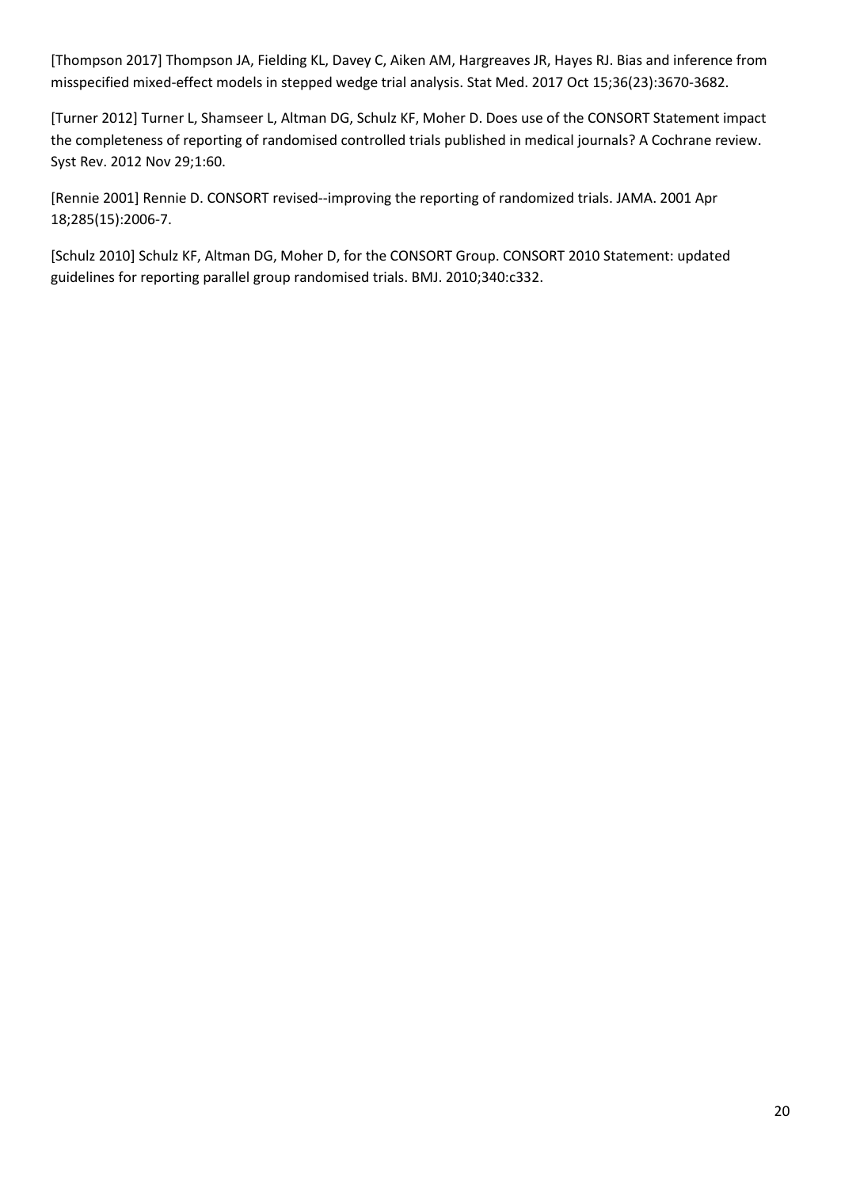[Thompson 2017] Thompson JA, Fielding KL, Davey C, Aiken AM, Hargreaves JR, Hayes RJ. Bias and inference from misspecified mixed-effect models in stepped wedge trial analysis. Stat Med. 2017 Oct 15;36(23):3670-3682.

[Turner 2012] Turner L, Shamseer L, Altman DG, Schulz KF, Moher D. Does use of the CONSORT Statement impact the completeness of reporting of randomised controlled trials published in medical journals? A Cochrane review. Syst Rev. 2012 Nov 29;1:60.

[Rennie 2001] Rennie D. CONSORT revised--improving the reporting of randomized trials. JAMA. 2001 Apr 18;285(15):2006-7.

[Schulz 2010] Schulz KF, Altman DG, Moher D, for the CONSORT Group. CONSORT 2010 Statement: updated guidelines for reporting parallel group randomised trials. BMJ. 2010;340:c332.